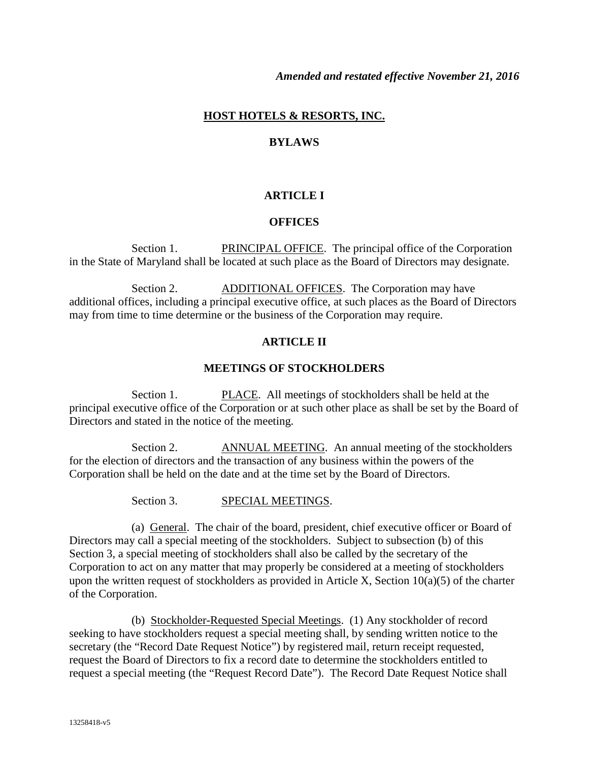*Amended and restated effective November 21, 2016*

# HOST HOTELS & RESORTS, INC.

# BYLAWS

## ARTICLE I

## OFFICES

Section 1. PRINCIPAL OFFICE. The principal office of the Corporation in the State of Maryland shall be located at such place as the Board of Directors may designate.

Section 2. ADDITIONAL OFFICES. The Corporation may have additional offices, including a principal executive office, at such places as the Board of Directors may from time to time determine or the business of the Corporation may require.

## ARTICLE II

## MEETINGS OF STOCKHOLDERS

Section 1. PLACE. All meetings of stockholders shall be held at the principal executive office of the Corporation or at such other place as shall be set by the Board of Directors and stated in the notice of the meeting.

Section 2. ANNUAL MEETING. An annual meeting of the stockholders for the election of directors and the transaction of any business within the powers of the Corporation shall be held on the date and at the time set by the Board of Directors.

Section 3. SPECIAL MEETINGS.

(a) General. The chair of the board, president, chief executive officer or Board of Directors may call a special meeting of the stockholders. Subject to subsection (b) of this Section 3, a special meeting of stockholders shall also be called by the secretary of the Corporation to act on any matter that may properly be considered at a meeting of stockholders upon the written request of stockholders as provided in Article X, Section 10(a)(5) of the charter of the Corporation.

(b) Stockholder-Requested Special Meetings. (1) Any stockholder of record seeking to have stockholders request a special meeting shall, by sending written notice to the secretary (the "Record Date Request Notice") by registered mail, return receipt requested, request the Board of Directors to fix a record date to determine the stockholders entitled to request a special meeting (the "Request Record Date"). The Record Date Request Notice shall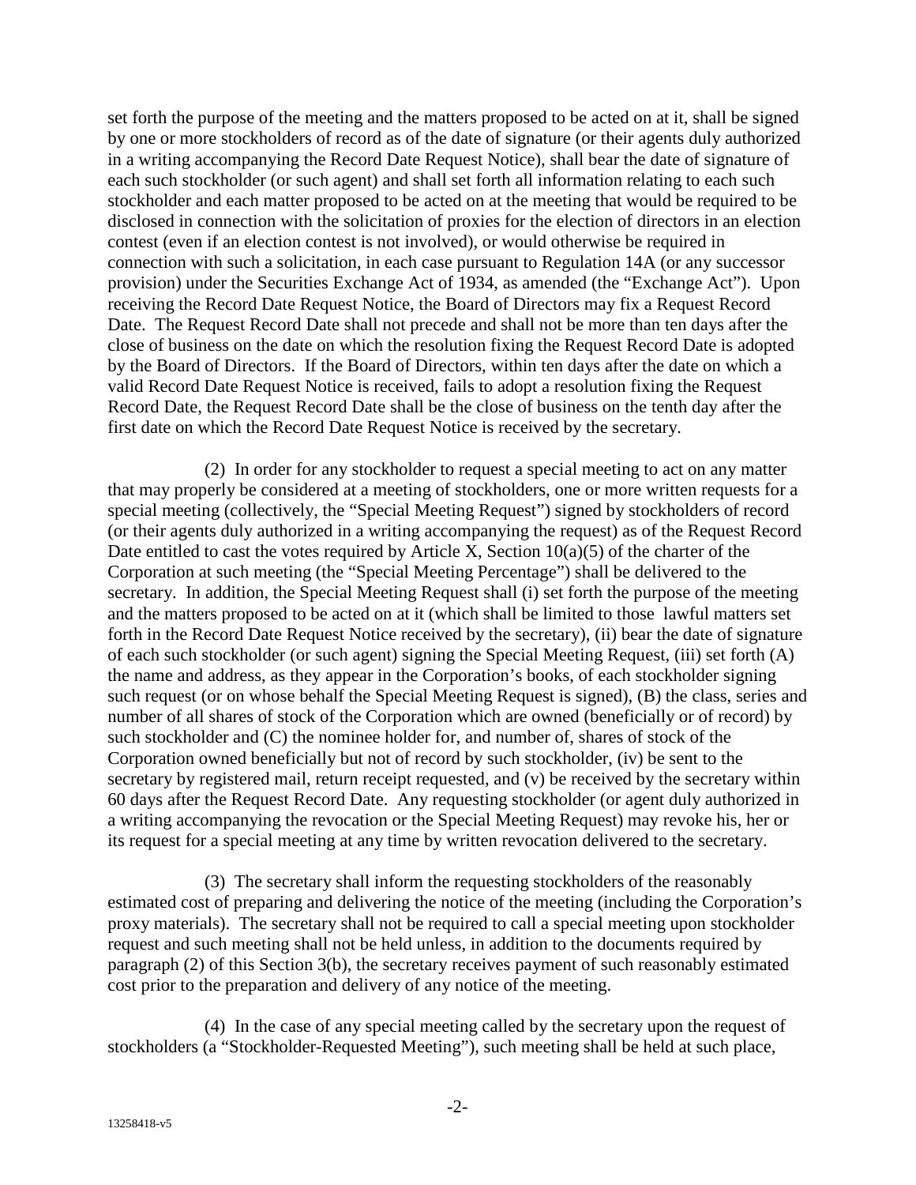set forth the purpose of the meeting and the matters proposed to be acted on at it, shall be signed by one or more stockholders of record as of the date of signature (or their agents duly authorized in a writing accompanying the Record Date Request Notice), shall bear the date of signature of each such stockholder (or such agent) and shall set forth all information relating to each such stockholder and each matter proposed to be acted on at the meeting that would be required to be disclosed in connection with the solicitation of proxies for the election of directors in an election contest (even if an election contest is not involved), or would otherwise be required in connection with such a solicitation, in each case pursuant to Regulation 14A (or any successor provision) under the Securities Exchange Act of 1934, as amended (the "Exchange Act"). Upon receiving the Record Date Request Notice, the Board of Directors may fix a Request Record Date. The Request Record Date shall not precede and shall not be more than ten days after the close of business on the date on which the resolution fixing the Request Record Date is adopted by the Board of Directors. If the Board of Directors, within ten days after the date on which a valid Record Date Request Notice is received, fails to adopt a resolution fixing the Request Record Date, the Request Record Date shall be the close of business on the tenth day after the first date on which the Record Date Request Notice is received by the secretary.

(2) In order for any stockholder to request a special meeting to act on any matter that may properly be considered at a meeting of stockholders, one or more written requests for a special meeting (collectively, the "Special Meeting Request") signed by stockholders of record (or their agents duly authorized in a writing accompanying the request) as of the Request Record Date entitled to cast the votes required by Article X, Section 10(a)(5) of the charter of the Corporation at such meeting (the "Special Meeting Percentage") shall be delivered to the secretary. In addition, the Special Meeting Request shall (i) set forth the purpose of the meeting and the matters proposed to be acted on at it (which shall be limited to those lawful matters set forth in the Record Date Request Notice received by the secretary), (ii) bear the date of signature of each such stockholder (or such agent) signing the Special Meeting Request, (iii) set forth (A) the name and address, as they appear in the Corporation's books, of each stockholder signing such request (or on whose behalf the Special Meeting Request is signed), (B) the class, series and number of all shares of stock of the Corporation which are owned (beneficially or of record) by such stockholder and (C) the nominee holder for, and number of, shares of stock of the Corporation owned beneficially but not of record by such stockholder, (iv) be sent to the secretary by registered mail, return receipt requested, and (v) be received by the secretary within 60 days after the Request Record Date. Any requesting stockholder (or agent duly authorized in a writing accompanying the revocation or the Special Meeting Request) may revoke his, her or its request for a special meeting at any time by written revocation delivered to the secretary.

(3) The secretary shall inform the requesting stockholders of the reasonably estimated cost of preparing and delivering the notice of the meeting (including the Corporation's proxy materials). The secretary shall not be required to call a special meeting upon stockholder request and such meeting shall not be held unless, in addition to the documents required by paragraph (2) of this Section 3(b), the secretary receives payment of such reasonably estimated cost prior to the preparation and delivery of any notice of the meeting.

(4) In the case of any special meeting called by the secretary upon the request of stockholders (a "Stockholder-Requested Meeting"), such meeting shall be held at such place,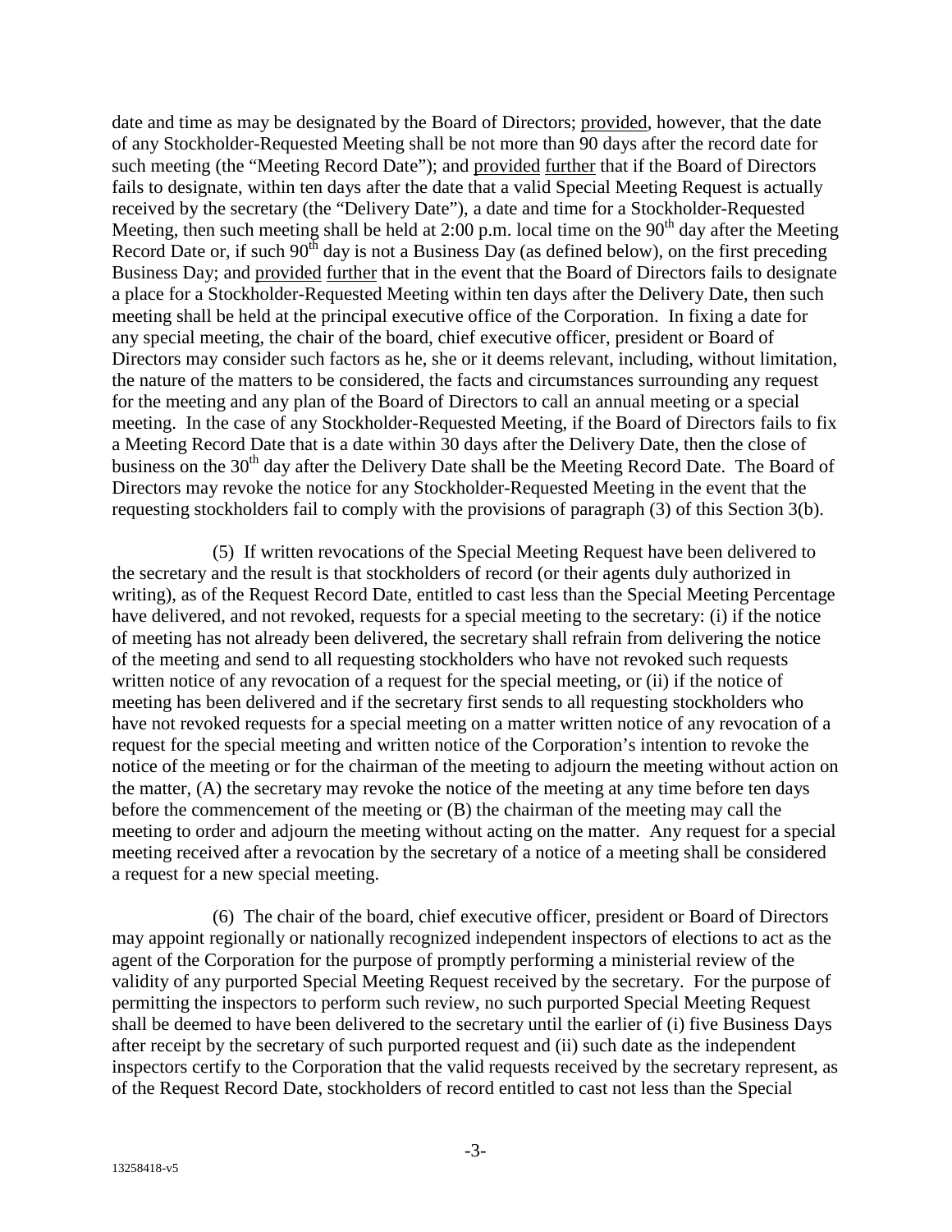date and time as may be designated by the Board of Directors; provided, however, that the date of any Stockholder-Requested Meeting shall be not more than 90 days after the record date for such meeting (the "Meeting Record Date"); and provided further that if the Board of Directors fails to designate, within ten days after the date that a valid Special Meeting Request is actually received by the secretary (the "Delivery Date"), a date and time for a Stockholder-Requested Meeting, then such meeting shall be held at 2:00 p.m. local time on the 90th day after the Meeting Record Date or, if such 90th day is not a Business Day (as defined below), on the first preceding Business Day; and provided further that in the event that the Board of Directors fails to designate a place for a Stockholder-Requested Meeting within ten days after the Delivery Date, then such meeting shall be held at the principal executive office of the Corporation. In fixing a date for any special meeting, the chair of the board, chief executive officer, president or Board of Directors may consider such factors as he, she or it deems relevant, including, without limitation, the nature of the matters to be considered, the facts and circumstances surrounding any request for the meeting and any plan of the Board of Directors to call an annual meeting or a special meeting. In the case of any Stockholder-Requested Meeting, if the Board of Directors fails to fix a Meeting Record Date that is a date within 30 days after the Delivery Date, then the close of business on the 30th day after the Delivery Date shall be the Meeting Record Date. The Board of Directors may revoke the notice for any Stockholder-Requested Meeting in the event that the requesting stockholders fail to comply with the provisions of paragraph (3) of this Section 3(b).

(5) If written revocations of the Special Meeting Request have been delivered to the secretary and the result is that stockholders of record (or their agents duly authorized in writing), as of the Request Record Date, entitled to cast less than the Special Meeting Percentage have delivered, and not revoked, requests for a special meeting to the secretary: (i) if the notice of meeting has not already been delivered, the secretary shall refrain from delivering the notice of the meeting and send to all requesting stockholders who have not revoked such requests written notice of any revocation of a request for the special meeting, or (ii) if the notice of meeting has been delivered and if the secretary first sends to all requesting stockholders who have not revoked requests for a special meeting on a matter written notice of any revocation of a request for the special meeting and written notice of the Corporation's intention to revoke the notice of the meeting or for the chairman of the meeting to adjourn the meeting without action on the matter, (A) the secretary may revoke the notice of the meeting at any time before ten days before the commencement of the meeting or (B) the chairman of the meeting may call the meeting to order and adjourn the meeting without acting on the matter. Any request for a special meeting received after a revocation by the secretary of a notice of a meeting shall be considered a request for a new special meeting.

(6) The chair of the board, chief executive officer, president or Board of Directors may appoint regionally or nationally recognized independent inspectors of elections to act as the agent of the Corporation for the purpose of promptly performing a ministerial review of the validity of any purported Special Meeting Request received by the secretary. For the purpose of permitting the inspectors to perform such review, no such purported Special Meeting Request shall be deemed to have been delivered to the secretary until the earlier of (i) five Business Days after receipt by the secretary of such purported request and (ii) such date as the independent inspectors certify to the Corporation that the valid requests received by the secretary represent, as of the Request Record Date, stockholders of record entitled to cast not less than the Special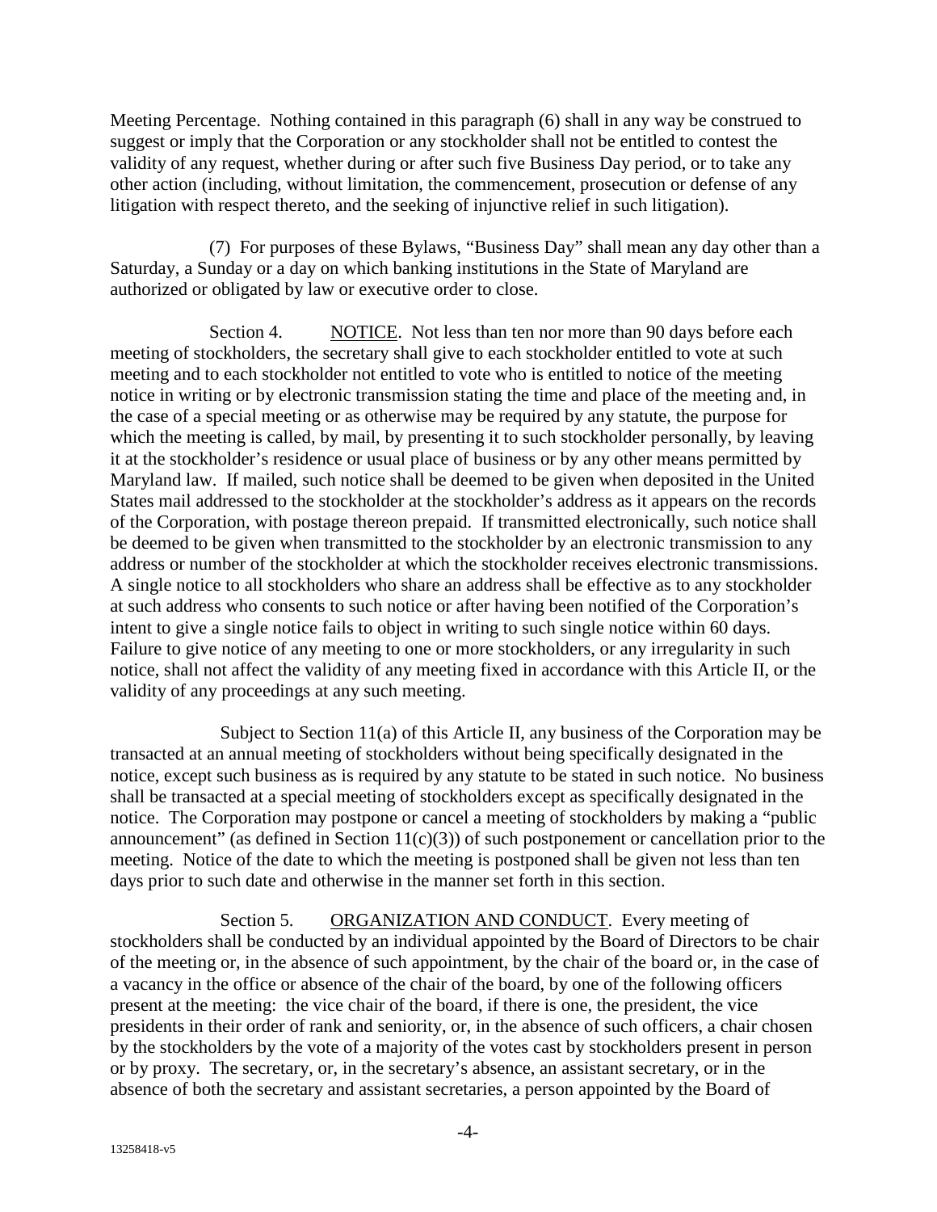Meeting Percentage. Nothing contained in this paragraph (6) shall in any way be construed to suggest or imply that the Corporation or any stockholder shall not be entitled to contest the validity of any request, whether during or after such five Business Day period, or to take any other action (including, without limitation, the commencement, prosecution or defense of any litigation with respect thereto, and the seeking of injunctive relief in such litigation).

(7) For purposes of these Bylaws, "Business Day" shall mean any day other than a Saturday, a Sunday or a day on which banking institutions in the State of Maryland are authorized or obligated by law or executive order to close.

Section 4. NOTICE. Not less than ten nor more than 90 days before each meeting of stockholders, the secretary shall give to each stockholder entitled to vote at such meeting and to each stockholder not entitled to vote who is entitled to notice of the meeting notice in writing or by electronic transmission stating the time and place of the meeting and, in the case of a special meeting or as otherwise may be required by any statute, the purpose for which the meeting is called, by mail, by presenting it to such stockholder personally, by leaving it at the stockholder's residence or usual place of business or by any other means permitted by Maryland law. If mailed, such notice shall be deemed to be given when deposited in the United States mail addressed to the stockholder at the stockholder's address as it appears on the records of the Corporation, with postage thereon prepaid. If transmitted electronically, such notice shall be deemed to be given when transmitted to the stockholder by an electronic transmission to any address or number of the stockholder at which the stockholder receives electronic transmissions. A single notice to all stockholders who share an address shall be effective as to any stockholder at such address who consents to such notice or after having been notified of the Corporation's intent to give a single notice fails to object in writing to such single notice within 60 days. Failure to give notice of any meeting to one or more stockholders, or any irregularity in such notice, shall not affect the validity of any meeting fixed in accordance with this Article II, or the validity of any proceedings at any such meeting.

Subject to Section 11(a) of this Article II, any business of the Corporation may be transacted at an annual meeting of stockholders without being specifically designated in the notice, except such business as is required by any statute to be stated in such notice. No business shall be transacted at a special meeting of stockholders except as specifically designated in the notice. The Corporation may postpone or cancel a meeting of stockholders by making a "public announcement" (as defined in Section 11(c)(3)) of such postponement or cancellation prior to the meeting. Notice of the date to which the meeting is postponed shall be given not less than ten days prior to such date and otherwise in the manner set forth in this section.

Section 5. ORGANIZATION AND CONDUCT. Every meeting of stockholders shall be conducted by an individual appointed by the Board of Directors to be chair of the meeting or, in the absence of such appointment, by the chair of the board or, in the case of a vacancy in the office or absence of the chair of the board, by one of the following officers present at the meeting: the vice chair of the board, if there is one, the president, the vice presidents in their order of rank and seniority, or, in the absence of such officers, a chair chosen by the stockholders by the vote of a majority of the votes cast by stockholders present in person or by proxy. The secretary, or, in the secretary's absence, an assistant secretary, or in the absence of both the secretary and assistant secretaries, a person appointed by the Board of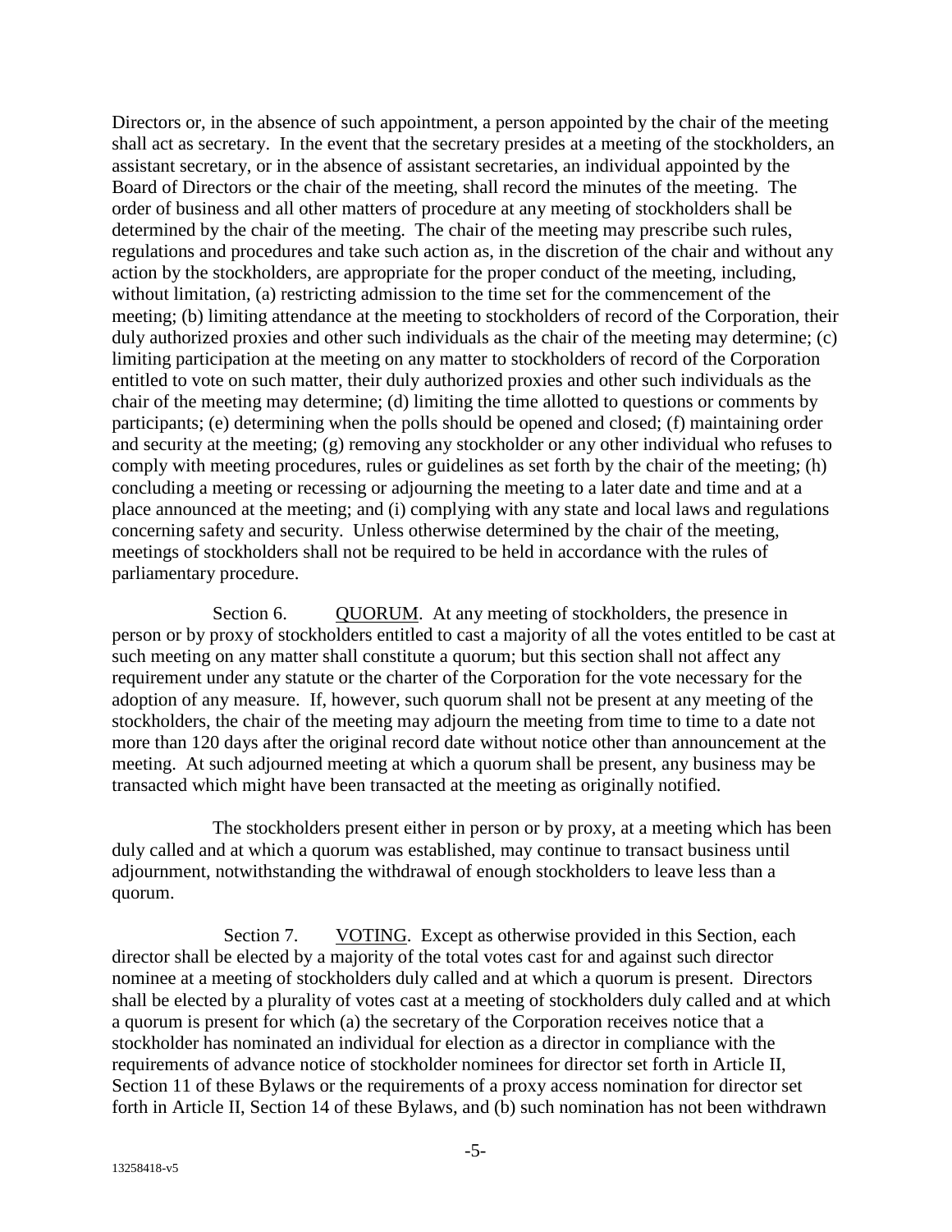Directors or, in the absence of such appointment, a person appointed by the chair of the meeting shall act as secretary. In the event that the secretary presides at a meeting of the stockholders, an assistant secretary, or in the absence of assistant secretaries, an individual appointed by the Board of Directors or the chair of the meeting, shall record the minutes of the meeting. The order of business and all other matters of procedure at any meeting of stockholders shall be determined by the chair of the meeting. The chair of the meeting may prescribe such rules, regulations and procedures and take such action as, in the discretion of the chair and without any action by the stockholders, are appropriate for the proper conduct of the meeting, including, without limitation, (a) restricting admission to the time set for the commencement of the meeting; (b) limiting attendance at the meeting to stockholders of record of the Corporation, their duly authorized proxies and other such individuals as the chair of the meeting may determine; (c) limiting participation at the meeting on any matter to stockholders of record of the Corporation entitled to vote on such matter, their duly authorized proxies and other such individuals as the chair of the meeting may determine; (d) limiting the time allotted to questions or comments by participants; (e) determining when the polls should be opened and closed; (f) maintaining order and security at the meeting; (g) removing any stockholder or any other individual who refuses to comply with meeting procedures, rules or guidelines as set forth by the chair of the meeting; (h) concluding a meeting or recessing or adjourning the meeting to a later date and time and at a place announced at the meeting; and (i) complying with any state and local laws and regulations concerning safety and security. Unless otherwise determined by the chair of the meeting, meetings of stockholders shall not be required to be held in accordance with the rules of parliamentary procedure.

Section 6. QUORUM. At any meeting of stockholders, the presence in person or by proxy of stockholders entitled to cast a majority of all the votes entitled to be cast at such meeting on any matter shall constitute a quorum; but this section shall not affect any requirement under any statute or the charter of the Corporation for the vote necessary for the adoption of any measure. If, however, such quorum shall not be present at any meeting of the stockholders, the chair of the meeting may adjourn the meeting from time to time to a date not more than 120 days after the original record date without notice other than announcement at the meeting. At such adjourned meeting at which a quorum shall be present, any business may be transacted which might have been transacted at the meeting as originally notified.

The stockholders present either in person or by proxy, at a meeting which has been duly called and at which a quorum was established, may continue to transact business until adjournment, notwithstanding the withdrawal of enough stockholders to leave less than a quorum.

Section 7. VOTING. Except as otherwise provided in this Section, each director shall be elected by a majority of the total votes cast for and against such director nominee at a meeting of stockholders duly called and at which a quorum is present. Directors shall be elected by a plurality of votes cast at a meeting of stockholders duly called and at which a quorum is present for which (a) the secretary of the Corporation receives notice that a stockholder has nominated an individual for election as a director in compliance with the requirements of advance notice of stockholder nominees for director set forth in Article II, Section 11 of these Bylaws or the requirements of a proxy access nomination for director set forth in Article II, Section 14 of these Bylaws, and (b) such nomination has not been withdrawn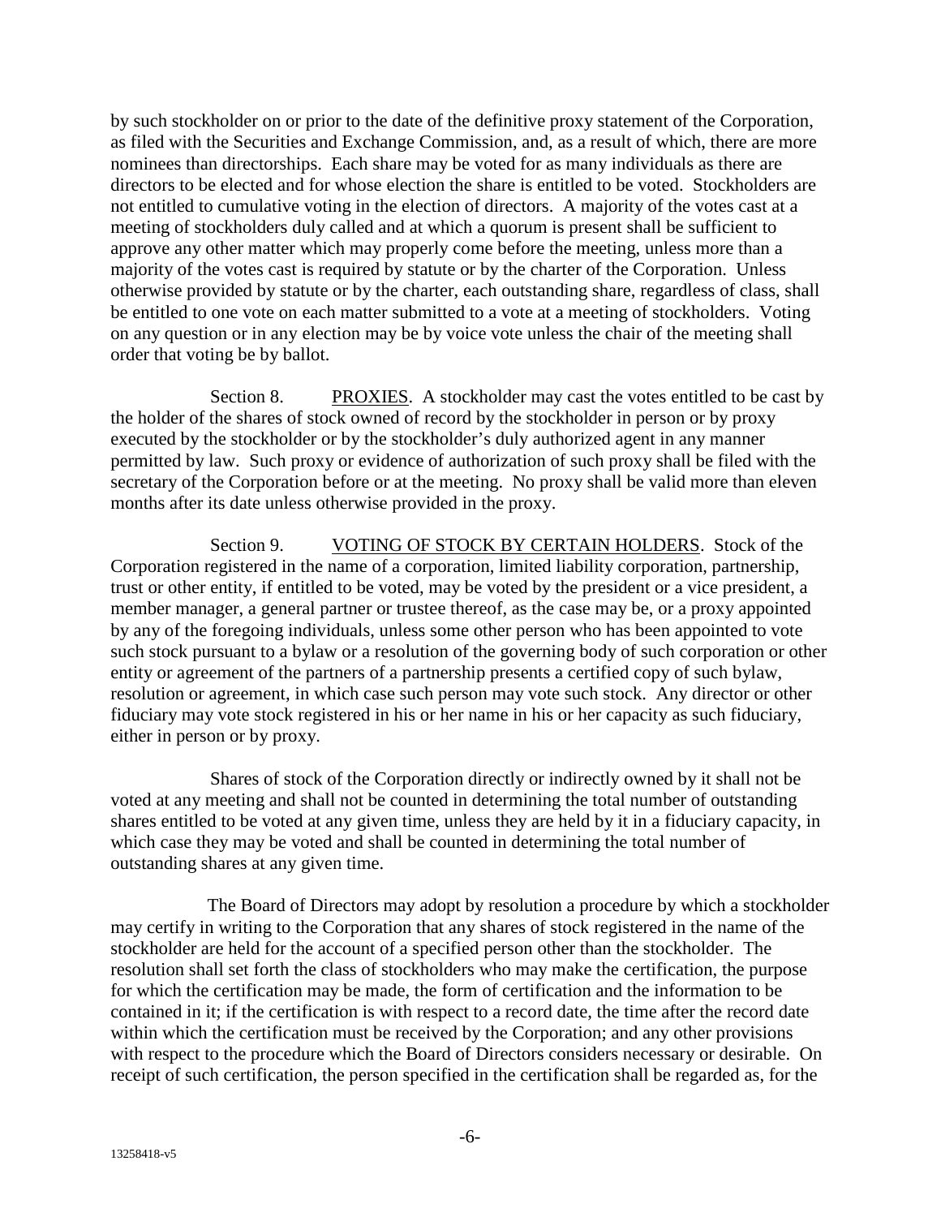by such stockholder on or prior to the date of the definitive proxy statement of the Corporation, as filed with the Securities and Exchange Commission, and, as a result of which, there are more nominees than directorships. Each share may be voted for as many individuals as there are directors to be elected and for whose election the share is entitled to be voted. Stockholders are not entitled to cumulative voting in the election of directors. A majority of the votes cast at a meeting of stockholders duly called and at which a quorum is present shall be sufficient to approve any other matter which may properly come before the meeting, unless more than a majority of the votes cast is required by statute or by the charter of the Corporation. Unless otherwise provided by statute or by the charter, each outstanding share, regardless of class, shall be entitled to one vote on each matter submitted to a vote at a meeting of stockholders. Voting on any question or in any election may be by voice vote unless the chair of the meeting shall order that voting be by ballot.

Section 8. PROXIES. A stockholder may cast the votes entitled to be cast by the holder of the shares of stock owned of record by the stockholder in person or by proxy executed by the stockholder or by the stockholder's duly authorized agent in any manner permitted by law. Such proxy or evidence of authorization of such proxy shall be filed with the secretary of the Corporation before or at the meeting. No proxy shall be valid more than eleven months after its date unless otherwise provided in the proxy.

Section 9. VOTING OF STOCK BY CERTAIN HOLDERS. Stock of the Corporation registered in the name of a corporation, limited liability corporation, partnership, trust or other entity, if entitled to be voted, may be voted by the president or a vice president, a member manager, a general partner or trustee thereof, as the case may be, or a proxy appointed by any of the foregoing individuals, unless some other person who has been appointed to vote such stock pursuant to a bylaw or a resolution of the governing body of such corporation or other entity or agreement of the partners of a partnership presents a certified copy of such bylaw, resolution or agreement, in which case such person may vote such stock. Any director or other fiduciary may vote stock registered in his or her name in his or her capacity as such fiduciary, either in person or by proxy.

Shares of stock of the Corporation directly or indirectly owned by it shall not be voted at any meeting and shall not be counted in determining the total number of outstanding shares entitled to be voted at any given time, unless they are held by it in a fiduciary capacity, in which case they may be voted and shall be counted in determining the total number of outstanding shares at any given time.

The Board of Directors may adopt by resolution a procedure by which a stockholder may certify in writing to the Corporation that any shares of stock registered in the name of the stockholder are held for the account of a specified person other than the stockholder. The resolution shall set forth the class of stockholders who may make the certification, the purpose for which the certification may be made, the form of certification and the information to be contained in it; if the certification is with respect to a record date, the time after the record date within which the certification must be received by the Corporation; and any other provisions with respect to the procedure which the Board of Directors considers necessary or desirable. On receipt of such certification, the person specified in the certification shall be regarded as, for the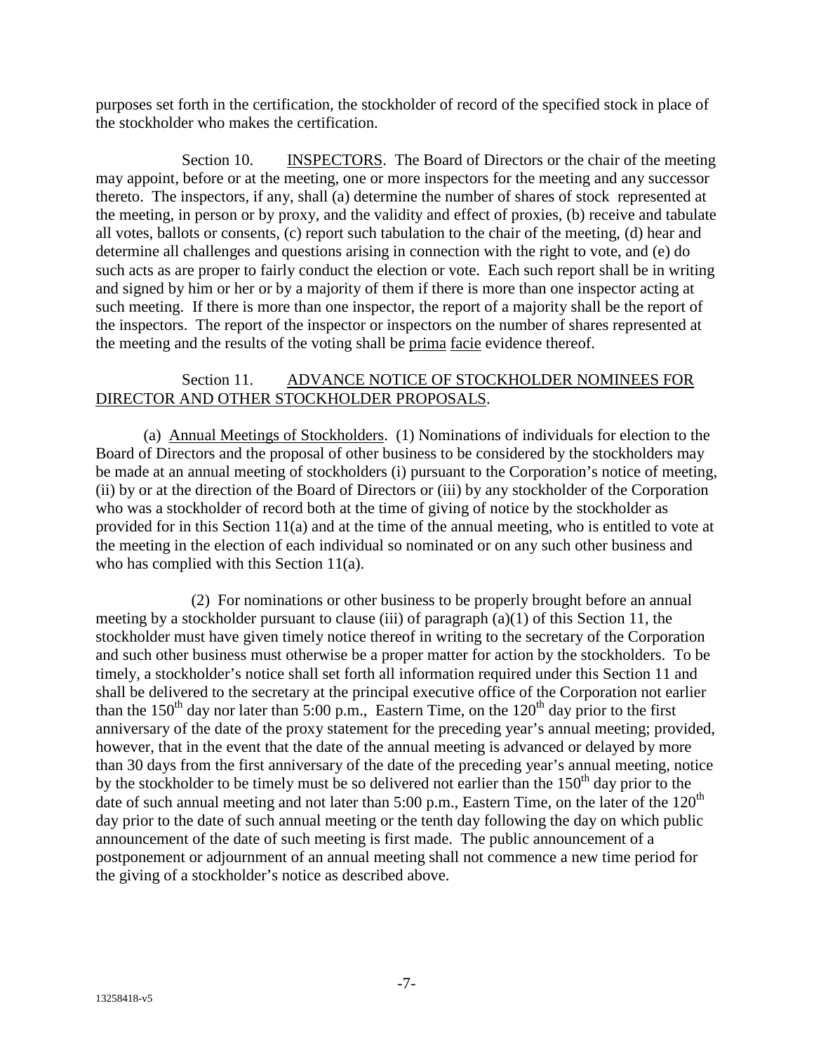purposes set forth in the certification, the stockholder of record of the specified stock in place of the stockholder who makes the certification.

Section 10. INSPECTORS. The Board of Directors or the chair of the meeting may appoint, before or at the meeting, one or more inspectors for the meeting and any successor thereto. The inspectors, if any, shall (a) determine the number of shares of stock represented at the meeting, in person or by proxy, and the validity and effect of proxies, (b) receive and tabulate all votes, ballots or consents, (c) report such tabulation to the chair of the meeting, (d) hear and determine all challenges and questions arising in connection with the right to vote, and (e) do such acts as are proper to fairly conduct the election or vote. Each such report shall be in writing and signed by him or her or by a majority of them if there is more than one inspector acting at such meeting. If there is more than one inspector, the report of a majority shall be the report of the inspectors. The report of the inspector or inspectors on the number of shares represented at the meeting and the results of the voting shall be prima facie evidence thereof.

Section 11. ADVANCE NOTICE OF STOCKHOLDER NOMINEES FOR DIRECTOR AND OTHER STOCKHOLDER PROPOSALS.

(a) Annual Meetings of Stockholders. (1) Nominations of individuals for election to the Board of Directors and the proposal of other business to be considered by the stockholders may be made at an annual meeting of stockholders (i) pursuant to the Corporation's notice of meeting, (ii) by or at the direction of the Board of Directors or (iii) by any stockholder of the Corporation who was a stockholder of record both at the time of giving of notice by the stockholder as provided for in this Section 11(a) and at the time of the annual meeting, who is entitled to vote at the meeting in the election of each individual so nominated or on any such other business and who has complied with this Section 11(a).

(2) For nominations or other business to be properly brought before an annual meeting by a stockholder pursuant to clause (iii) of paragraph (a)(1) of this Section 11, the stockholder must have given timely notice thereof in writing to the secretary of the Corporation and such other business must otherwise be a proper matter for action by the stockholders. To be timely, a stockholder's notice shall set forth all information required under this Section 11 and shall be delivered to the secretary at the principal executive office of the Corporation not earlier than the 150th day nor later than 5:00 p.m., Eastern Time, on the 120th day prior to the first anniversary of the date of the proxy statement for the preceding year's annual meeting; provided, however, that in the event that the date of the annual meeting is advanced or delayed by more than 30 days from the first anniversary of the date of the preceding year's annual meeting, notice by the stockholder to be timely must be so delivered not earlier than the 150th day prior to the date of such annual meeting and not later than 5:00 p.m., Eastern Time, on the later of the 120th day prior to the date of such annual meeting or the tenth day following the day on which public announcement of the date of such meeting is first made. The public announcement of a postponement or adjournment of an annual meeting shall not commence a new time period for the giving of a stockholder's notice as described above.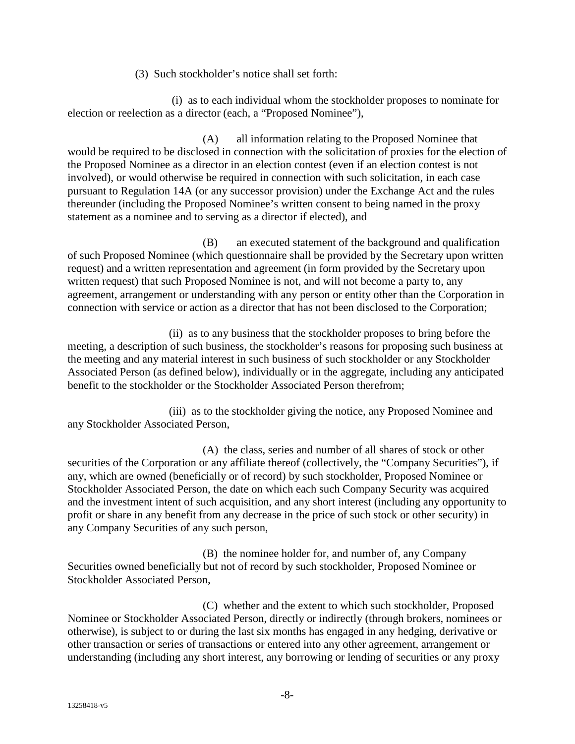(3) Such stockholder's notice shall set forth:

(i) as to each individual whom the stockholder proposes to nominate for election or reelection as a director (each, a "Proposed Nominee"),

(A) all information relating to the Proposed Nominee that would be required to be disclosed in connection with the solicitation of proxies for the election of the Proposed Nominee as a director in an election contest (even if an election contest is not involved), or would otherwise be required in connection with such solicitation, in each case pursuant to Regulation 14A (or any successor provision) under the Exchange Act and the rules thereunder (including the Proposed Nominee's written consent to being named in the proxy statement as a nominee and to serving as a director if elected), and

(B) an executed statement of the background and qualification of such Proposed Nominee (which questionnaire shall be provided by the Secretary upon written request) and a written representation and agreement (in form provided by the Secretary upon written request) that such Proposed Nominee is not, and will not become a party to, any agreement, arrangement or understanding with any person or entity other than the Corporation in connection with service or action as a director that has not been disclosed to the Corporation;

(ii) as to any business that the stockholder proposes to bring before the meeting, a description of such business, the stockholder's reasons for proposing such business at the meeting and any material interest in such business of such stockholder or any Stockholder Associated Person (as defined below), individually or in the aggregate, including any anticipated benefit to the stockholder or the Stockholder Associated Person therefrom;

(iii) as to the stockholder giving the notice, any Proposed Nominee and any Stockholder Associated Person,

(A) the class, series and number of all shares of stock or other securities of the Corporation or any affiliate thereof (collectively, the "Company Securities"), if any, which are owned (beneficially or of record) by such stockholder, Proposed Nominee or Stockholder Associated Person, the date on which each such Company Security was acquired and the investment intent of such acquisition, and any short interest (including any opportunity to profit or share in any benefit from any decrease in the price of such stock or other security) in any Company Securities of any such person,

(B) the nominee holder for, and number of, any Company Securities owned beneficially but not of record by such stockholder, Proposed Nominee or Stockholder Associated Person,

(C) whether and the extent to which such stockholder, Proposed Nominee or Stockholder Associated Person, directly or indirectly (through brokers, nominees or otherwise), is subject to or during the last six months has engaged in any hedging, derivative or other transaction or series of transactions or entered into any other agreement, arrangement or understanding (including any short interest, any borrowing or lending of securities or any proxy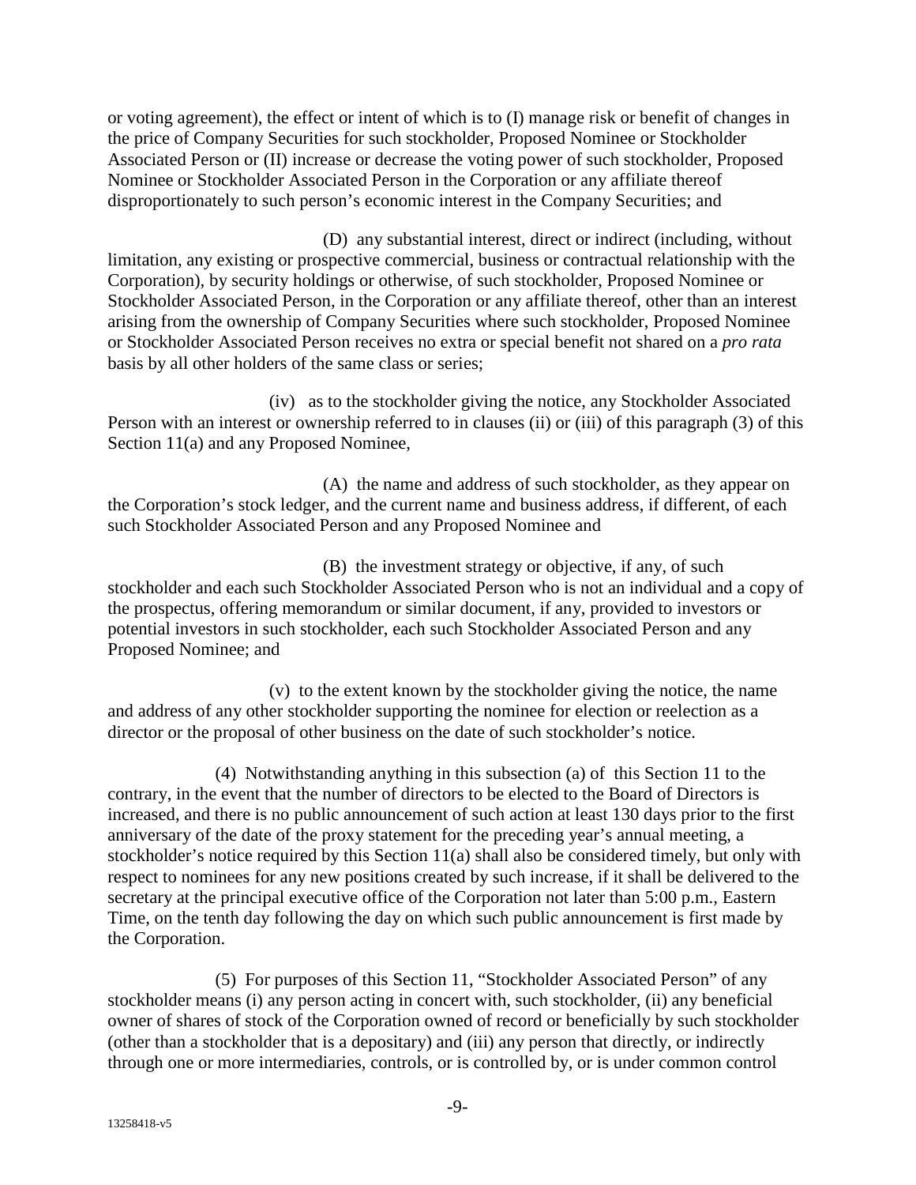or voting agreement), the effect or intent of which is to (I) manage risk or benefit of changes in the price of Company Securities for such stockholder, Proposed Nominee or Stockholder Associated Person or (II) increase or decrease the voting power of such stockholder, Proposed Nominee or Stockholder Associated Person in the Corporation or any affiliate thereof disproportionately to such person's economic interest in the Company Securities; and

(D) any substantial interest, direct or indirect (including, without limitation, any existing or prospective commercial, business or contractual relationship with the Corporation), by security holdings or otherwise, of such stockholder, Proposed Nominee or Stockholder Associated Person, in the Corporation or any affiliate thereof, other than an interest arising from the ownership of Company Securities where such stockholder, Proposed Nominee or Stockholder Associated Person receives no extra or special benefit not shared on a *pro rata* basis by all other holders of the same class or series;

(iv) as to the stockholder giving the notice, any Stockholder Associated Person with an interest or ownership referred to in clauses (ii) or (iii) of this paragraph (3) of this Section 11(a) and any Proposed Nominee,

(A) the name and address of such stockholder, as they appear on the Corporation's stock ledger, and the current name and business address, if different, of each such Stockholder Associated Person and any Proposed Nominee and

(B) the investment strategy or objective, if any, of such stockholder and each such Stockholder Associated Person who is not an individual and a copy of the prospectus, offering memorandum or similar document, if any, provided to investors or potential investors in such stockholder, each such Stockholder Associated Person and any Proposed Nominee; and

(v) to the extent known by the stockholder giving the notice, the name and address of any other stockholder supporting the nominee for election or reelection as a director or the proposal of other business on the date of such stockholder's notice.

(4) Notwithstanding anything in this subsection (a) of this Section 11 to the contrary, in the event that the number of directors to be elected to the Board of Directors is increased, and there is no public announcement of such action at least 130 days prior to the first anniversary of the date of the proxy statement for the preceding year's annual meeting, a stockholder's notice required by this Section 11(a) shall also be considered timely, but only with respect to nominees for any new positions created by such increase, if it shall be delivered to the secretary at the principal executive office of the Corporation not later than 5:00 p.m., Eastern Time, on the tenth day following the day on which such public announcement is first made by the Corporation.

(5) For purposes of this Section 11, "Stockholder Associated Person" of any stockholder means (i) any person acting in concert with, such stockholder, (ii) any beneficial owner of shares of stock of the Corporation owned of record or beneficially by such stockholder (other than a stockholder that is a depositary) and (iii) any person that directly, or indirectly through one or more intermediaries, controls, or is controlled by, or is under common control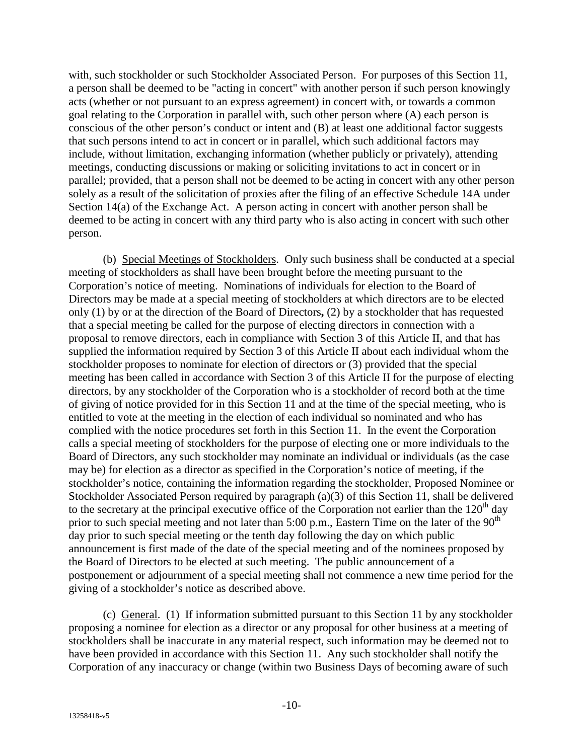with, such stockholder or such Stockholder Associated Person. For purposes of this Section 11, a person shall be deemed to be "acting in concert" with another person if such person knowingly acts (whether or not pursuant to an express agreement) in concert with, or towards a common goal relating to the Corporation in parallel with, such other person where (A) each person is conscious of the other person's conduct or intent and (B) at least one additional factor suggests that such persons intend to act in concert or in parallel, which such additional factors may include, without limitation, exchanging information (whether publicly or privately), attending meetings, conducting discussions or making or soliciting invitations to act in concert or in parallel; provided, that a person shall not be deemed to be acting in concert with any other person solely as a result of the solicitation of proxies after the filing of an effective Schedule 14A under Section 14(a) of the Exchange Act. A person acting in concert with another person shall be deemed to be acting in concert with any third party who is also acting in concert with such other person.

(b) Special Meetings of Stockholders. Only such business shall be conducted at a special meeting of stockholders as shall have been brought before the meeting pursuant to the Corporation's notice of meeting. Nominations of individuals for election to the Board of Directors may be made at a special meeting of stockholders at which directors are to be elected only (1) by or at the direction of the Board of Directors**,** (2) by a stockholder that has requested that a special meeting be called for the purpose of electing directors in connection with a proposal to remove directors, each in compliance with Section 3 of this Article II, and that has supplied the information required by Section 3 of this Article II about each individual whom the stockholder proposes to nominate for election of directors or (3) provided that the special meeting has been called in accordance with Section 3 of this Article II for the purpose of electing directors, by any stockholder of the Corporation who is a stockholder of record both at the time of giving of notice provided for in this Section 11 and at the time of the special meeting, who is entitled to vote at the meeting in the election of each individual so nominated and who has complied with the notice procedures set forth in this Section 11. In the event the Corporation calls a special meeting of stockholders for the purpose of electing one or more individuals to the Board of Directors, any such stockholder may nominate an individual or individuals (as the case may be) for election as a director as specified in the Corporation's notice of meeting, if the stockholder's notice, containing the information regarding the stockholder, Proposed Nominee or Stockholder Associated Person required by paragraph (a)(3) of this Section 11, shall be delivered to the secretary at the principal executive office of the Corporation not earlier than the 120th day prior to such special meeting and not later than 5:00 p.m., Eastern Time on the later of the 90th day prior to such special meeting or the tenth day following the day on which public announcement is first made of the date of the special meeting and of the nominees proposed by the Board of Directors to be elected at such meeting. The public announcement of a postponement or adjournment of a special meeting shall not commence a new time period for the giving of a stockholder's notice as described above.

(c) General. (1) If information submitted pursuant to this Section 11 by any stockholder proposing a nominee for election as a director or any proposal for other business at a meeting of stockholders shall be inaccurate in any material respect, such information may be deemed not to have been provided in accordance with this Section 11. Any such stockholder shall notify the Corporation of any inaccuracy or change (within two Business Days of becoming aware of such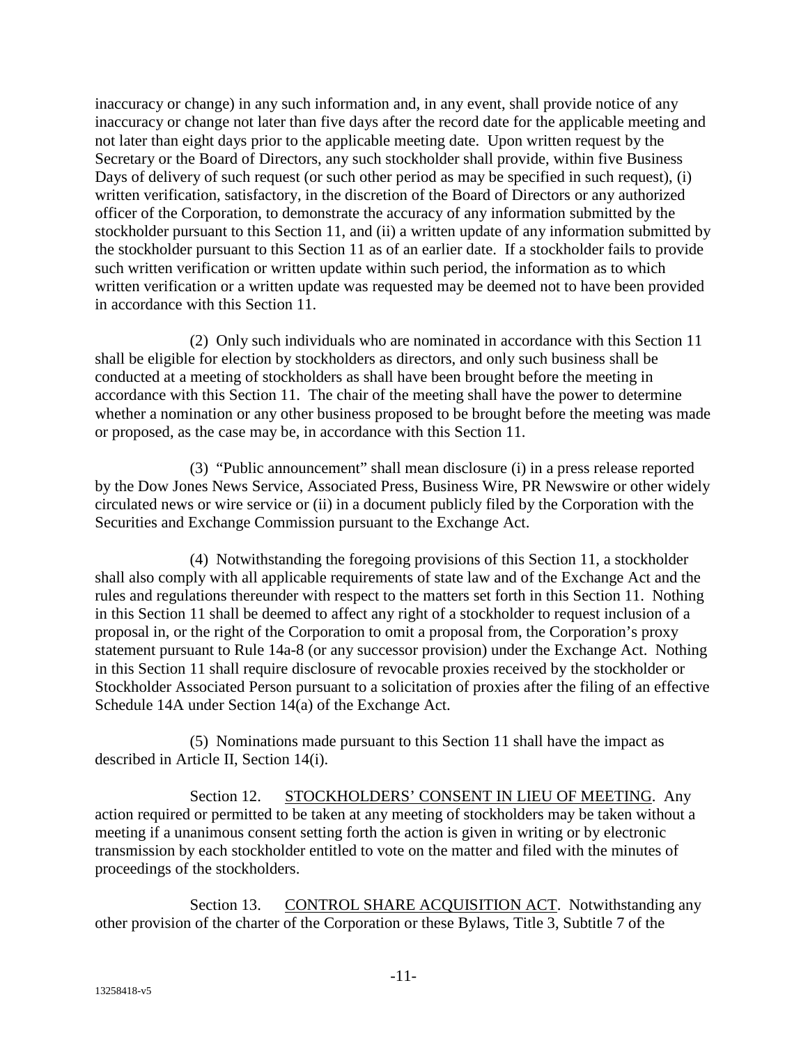inaccuracy or change) in any such information and, in any event, shall provide notice of any inaccuracy or change not later than five days after the record date for the applicable meeting and not later than eight days prior to the applicable meeting date. Upon written request by the Secretary or the Board of Directors, any such stockholder shall provide, within five Business Days of delivery of such request (or such other period as may be specified in such request), (i) written verification, satisfactory, in the discretion of the Board of Directors or any authorized officer of the Corporation, to demonstrate the accuracy of any information submitted by the stockholder pursuant to this Section 11, and (ii) a written update of any information submitted by the stockholder pursuant to this Section 11 as of an earlier date. If a stockholder fails to provide such written verification or written update within such period, the information as to which written verification or a written update was requested may be deemed not to have been provided in accordance with this Section 11.

(2) Only such individuals who are nominated in accordance with this Section 11 shall be eligible for election by stockholders as directors, and only such business shall be conducted at a meeting of stockholders as shall have been brought before the meeting in accordance with this Section 11. The chair of the meeting shall have the power to determine whether a nomination or any other business proposed to be brought before the meeting was made or proposed, as the case may be, in accordance with this Section 11.

(3) "Public announcement" shall mean disclosure (i) in a press release reported by the Dow Jones News Service, Associated Press, Business Wire, PR Newswire or other widely circulated news or wire service or (ii) in a document publicly filed by the Corporation with the Securities and Exchange Commission pursuant to the Exchange Act.

(4) Notwithstanding the foregoing provisions of this Section 11, a stockholder shall also comply with all applicable requirements of state law and of the Exchange Act and the rules and regulations thereunder with respect to the matters set forth in this Section 11. Nothing in this Section 11 shall be deemed to affect any right of a stockholder to request inclusion of a proposal in, or the right of the Corporation to omit a proposal from, the Corporation's proxy statement pursuant to Rule 14a-8 (or any successor provision) under the Exchange Act. Nothing in this Section 11 shall require disclosure of revocable proxies received by the stockholder or Stockholder Associated Person pursuant to a solicitation of proxies after the filing of an effective Schedule 14A under Section 14(a) of the Exchange Act.

(5) Nominations made pursuant to this Section 11 shall have the impact as described in Article II, Section 14(i).

Section 12. STOCKHOLDERS' CONSENT IN LIEU OF MEETING. Any action required or permitted to be taken at any meeting of stockholders may be taken without a meeting if a unanimous consent setting forth the action is given in writing or by electronic transmission by each stockholder entitled to vote on the matter and filed with the minutes of proceedings of the stockholders.

Section 13. CONTROL SHARE ACQUISITION ACT. Notwithstanding any other provision of the charter of the Corporation or these Bylaws, Title 3, Subtitle 7 of the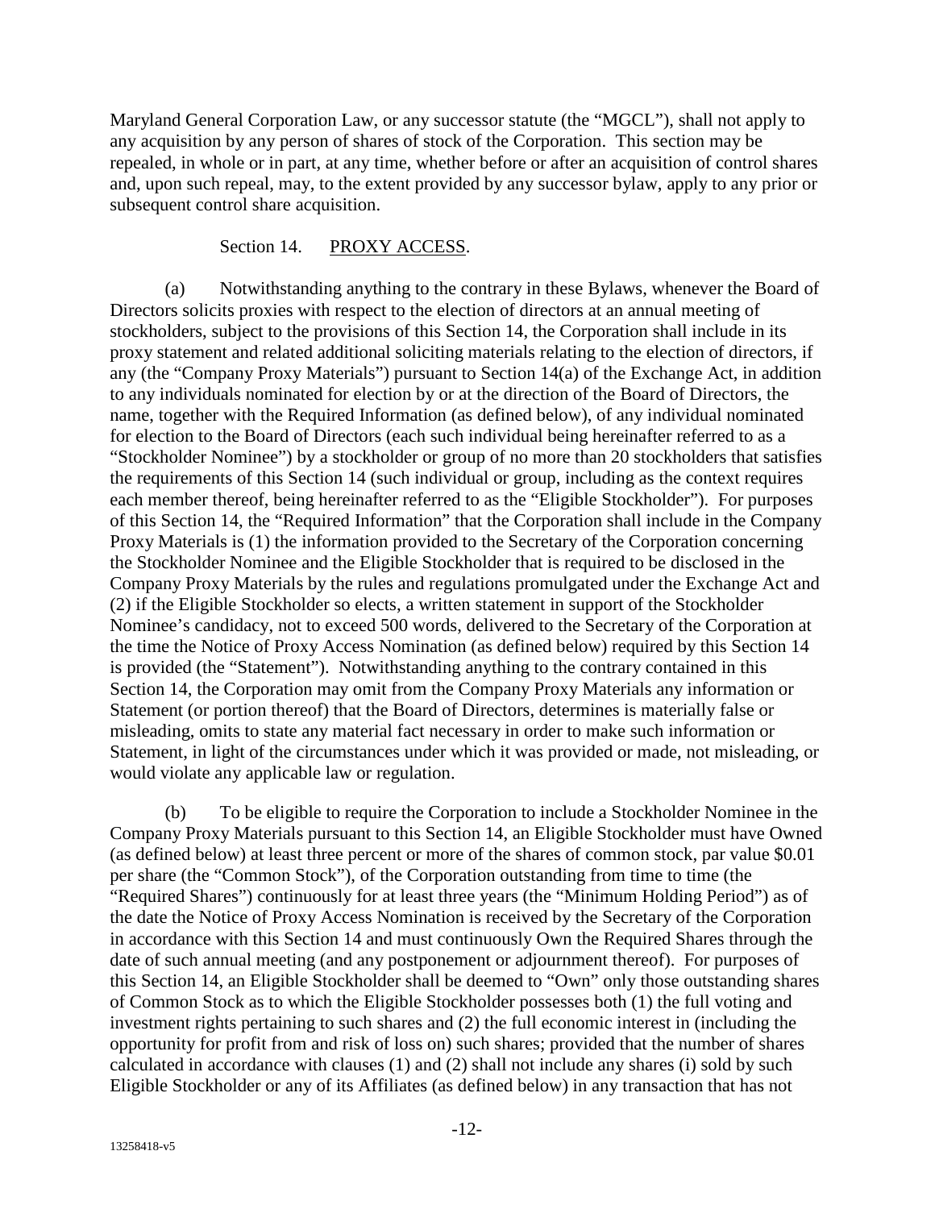Maryland General Corporation Law, or any successor statute (the "MGCL"), shall not apply to any acquisition by any person of shares of stock of the Corporation. This section may be repealed, in whole or in part, at any time, whether before or after an acquisition of control shares and, upon such repeal, may, to the extent provided by any successor bylaw, apply to any prior or subsequent control share acquisition.

Section 14. PROXY ACCESS.

(a) Notwithstanding anything to the contrary in these Bylaws, whenever the Board of Directors solicits proxies with respect to the election of directors at an annual meeting of stockholders, subject to the provisions of this Section 14, the Corporation shall include in its proxy statement and related additional soliciting materials relating to the election of directors, if any (the "Company Proxy Materials") pursuant to Section 14(a) of the Exchange Act, in addition to any individuals nominated for election by or at the direction of the Board of Directors, the name, together with the Required Information (as defined below), of any individual nominated for election to the Board of Directors (each such individual being hereinafter referred to as a "Stockholder Nominee") by a stockholder or group of no more than 20 stockholders that satisfies the requirements of this Section 14 (such individual or group, including as the context requires each member thereof, being hereinafter referred to as the "Eligible Stockholder"). For purposes of this Section 14, the "Required Information" that the Corporation shall include in the Company Proxy Materials is (1) the information provided to the Secretary of the Corporation concerning the Stockholder Nominee and the Eligible Stockholder that is required to be disclosed in the Company Proxy Materials by the rules and regulations promulgated under the Exchange Act and (2) if the Eligible Stockholder so elects, a written statement in support of the Stockholder Nominee's candidacy, not to exceed 500 words, delivered to the Secretary of the Corporation at the time the Notice of Proxy Access Nomination (as defined below) required by this Section 14 is provided (the "Statement"). Notwithstanding anything to the contrary contained in this Section 14, the Corporation may omit from the Company Proxy Materials any information or Statement (or portion thereof) that the Board of Directors, determines is materially false or misleading, omits to state any material fact necessary in order to make such information or Statement, in light of the circumstances under which it was provided or made, not misleading, or would violate any applicable law or regulation.

(b) To be eligible to require the Corporation to include a Stockholder Nominee in the Company Proxy Materials pursuant to this Section 14, an Eligible Stockholder must have Owned (as defined below) at least three percent or more of the shares of common stock, par value $0.01 per share (the "Common Stock"), of the Corporation outstanding from time to time (the "Required Shares") continuously for at least three years (the "Minimum Holding Period") as of the date the Notice of Proxy Access Nomination is received by the Secretary of the Corporation in accordance with this Section 14 and must continuously Own the Required Shares through the date of such annual meeting (and any postponement or adjournment thereof). For purposes of this Section 14, an Eligible Stockholder shall be deemed to "Own" only those outstanding shares of Common Stock as to which the Eligible Stockholder possesses both (1) the full voting and investment rights pertaining to such shares and (2) the full economic interest in (including the opportunity for profit from and risk of loss on) such shares; provided that the number of shares calculated in accordance with clauses (1) and (2) shall not include any shares (i) sold by such Eligible Stockholder or any of its Affiliates (as defined below) in any transaction that has not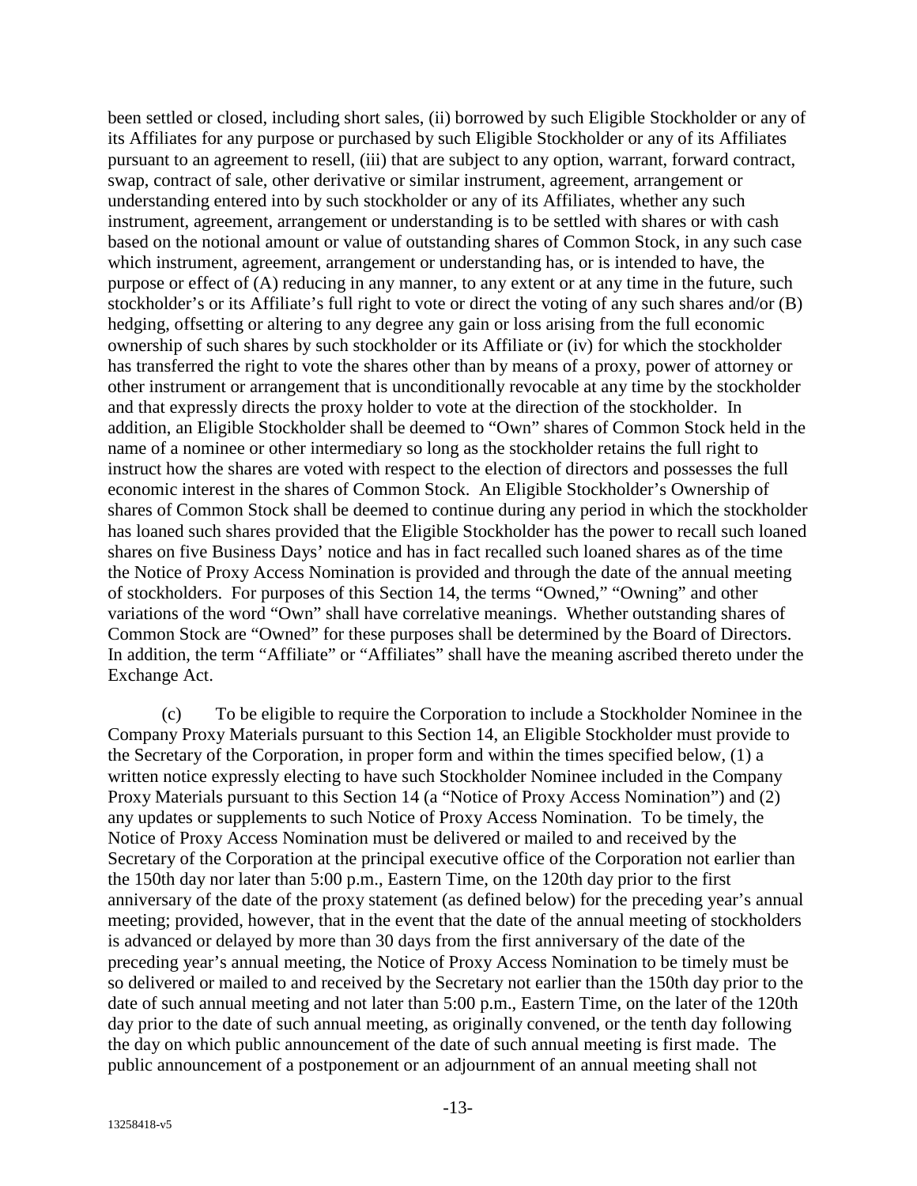been settled or closed, including short sales, (ii) borrowed by such Eligible Stockholder or any of its Affiliates for any purpose or purchased by such Eligible Stockholder or any of its Affiliates pursuant to an agreement to resell, (iii) that are subject to any option, warrant, forward contract, swap, contract of sale, other derivative or similar instrument, agreement, arrangement or understanding entered into by such stockholder or any of its Affiliates, whether any such instrument, agreement, arrangement or understanding is to be settled with shares or with cash based on the notional amount or value of outstanding shares of Common Stock, in any such case which instrument, agreement, arrangement or understanding has, or is intended to have, the purpose or effect of (A) reducing in any manner, to any extent or at any time in the future, such stockholder's or its Affiliate's full right to vote or direct the voting of any such shares and/or (B) hedging, offsetting or altering to any degree any gain or loss arising from the full economic ownership of such shares by such stockholder or its Affiliate or (iv) for which the stockholder has transferred the right to vote the shares other than by means of a proxy, power of attorney or other instrument or arrangement that is unconditionally revocable at any time by the stockholder and that expressly directs the proxy holder to vote at the direction of the stockholder. In addition, an Eligible Stockholder shall be deemed to "Own" shares of Common Stock held in the name of a nominee or other intermediary so long as the stockholder retains the full right to instruct how the shares are voted with respect to the election of directors and possesses the full economic interest in the shares of Common Stock. An Eligible Stockholder's Ownership of shares of Common Stock shall be deemed to continue during any period in which the stockholder has loaned such shares provided that the Eligible Stockholder has the power to recall such loaned shares on five Business Days' notice and has in fact recalled such loaned shares as of the time the Notice of Proxy Access Nomination is provided and through the date of the annual meeting of stockholders. For purposes of this Section 14, the terms "Owned," "Owning" and other variations of the word "Own" shall have correlative meanings. Whether outstanding shares of Common Stock are "Owned" for these purposes shall be determined by the Board of Directors. In addition, the term "Affiliate" or "Affiliates" shall have the meaning ascribed thereto under the Exchange Act.

(c) To be eligible to require the Corporation to include a Stockholder Nominee in the Company Proxy Materials pursuant to this Section 14, an Eligible Stockholder must provide to the Secretary of the Corporation, in proper form and within the times specified below, (1) a written notice expressly electing to have such Stockholder Nominee included in the Company Proxy Materials pursuant to this Section 14 (a "Notice of Proxy Access Nomination") and (2) any updates or supplements to such Notice of Proxy Access Nomination. To be timely, the Notice of Proxy Access Nomination must be delivered or mailed to and received by the Secretary of the Corporation at the principal executive office of the Corporation not earlier than the 150th day nor later than 5:00 p.m., Eastern Time, on the 120th day prior to the first anniversary of the date of the proxy statement (as defined below) for the preceding year's annual meeting; provided, however, that in the event that the date of the annual meeting of stockholders is advanced or delayed by more than 30 days from the first anniversary of the date of the preceding year's annual meeting, the Notice of Proxy Access Nomination to be timely must be so delivered or mailed to and received by the Secretary not earlier than the 150th day prior to the date of such annual meeting and not later than 5:00 p.m., Eastern Time, on the later of the 120th day prior to the date of such annual meeting, as originally convened, or the tenth day following the day on which public announcement of the date of such annual meeting is first made. The public announcement of a postponement or an adjournment of an annual meeting shall not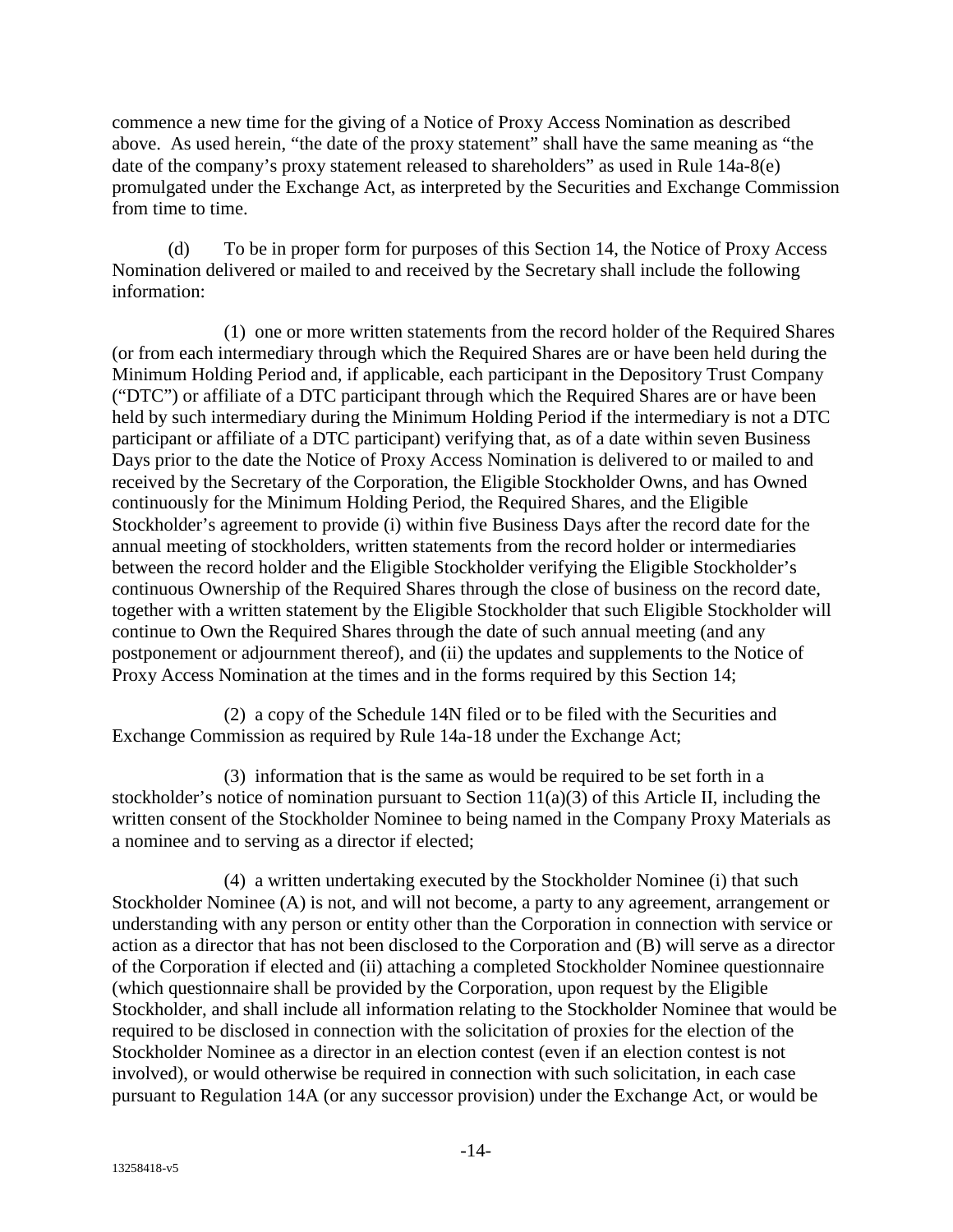commence a new time for the giving of a Notice of Proxy Access Nomination as described above. As used herein, "the date of the proxy statement" shall have the same meaning as "the date of the company's proxy statement released to shareholders" as used in Rule 14a-8(e) promulgated under the Exchange Act, as interpreted by the Securities and Exchange Commission from time to time.

(d) To be in proper form for purposes of this Section 14, the Notice of Proxy Access Nomination delivered or mailed to and received by the Secretary shall include the following information:

(1) one or more written statements from the record holder of the Required Shares (or from each intermediary through which the Required Shares are or have been held during the Minimum Holding Period and, if applicable, each participant in the Depository Trust Company ("DTC") or affiliate of a DTC participant through which the Required Shares are or have been held by such intermediary during the Minimum Holding Period if the intermediary is not a DTC participant or affiliate of a DTC participant) verifying that, as of a date within seven Business Days prior to the date the Notice of Proxy Access Nomination is delivered to or mailed to and received by the Secretary of the Corporation, the Eligible Stockholder Owns, and has Owned continuously for the Minimum Holding Period, the Required Shares, and the Eligible Stockholder's agreement to provide (i) within five Business Days after the record date for the annual meeting of stockholders, written statements from the record holder or intermediaries between the record holder and the Eligible Stockholder verifying the Eligible Stockholder's continuous Ownership of the Required Shares through the close of business on the record date, together with a written statement by the Eligible Stockholder that such Eligible Stockholder will continue to Own the Required Shares through the date of such annual meeting (and any postponement or adjournment thereof), and (ii) the updates and supplements to the Notice of Proxy Access Nomination at the times and in the forms required by this Section 14;

(2) a copy of the Schedule 14N filed or to be filed with the Securities and Exchange Commission as required by Rule 14a-18 under the Exchange Act;

(3) information that is the same as would be required to be set forth in a stockholder's notice of nomination pursuant to Section 11(a)(3) of this Article II, including the written consent of the Stockholder Nominee to being named in the Company Proxy Materials as a nominee and to serving as a director if elected;

(4) a written undertaking executed by the Stockholder Nominee (i) that such Stockholder Nominee (A) is not, and will not become, a party to any agreement, arrangement or understanding with any person or entity other than the Corporation in connection with service or action as a director that has not been disclosed to the Corporation and (B) will serve as a director of the Corporation if elected and (ii) attaching a completed Stockholder Nominee questionnaire (which questionnaire shall be provided by the Corporation, upon request by the Eligible Stockholder, and shall include all information relating to the Stockholder Nominee that would be required to be disclosed in connection with the solicitation of proxies for the election of the Stockholder Nominee as a director in an election contest (even if an election contest is not involved), or would otherwise be required in connection with such solicitation, in each case pursuant to Regulation 14A (or any successor provision) under the Exchange Act, or would be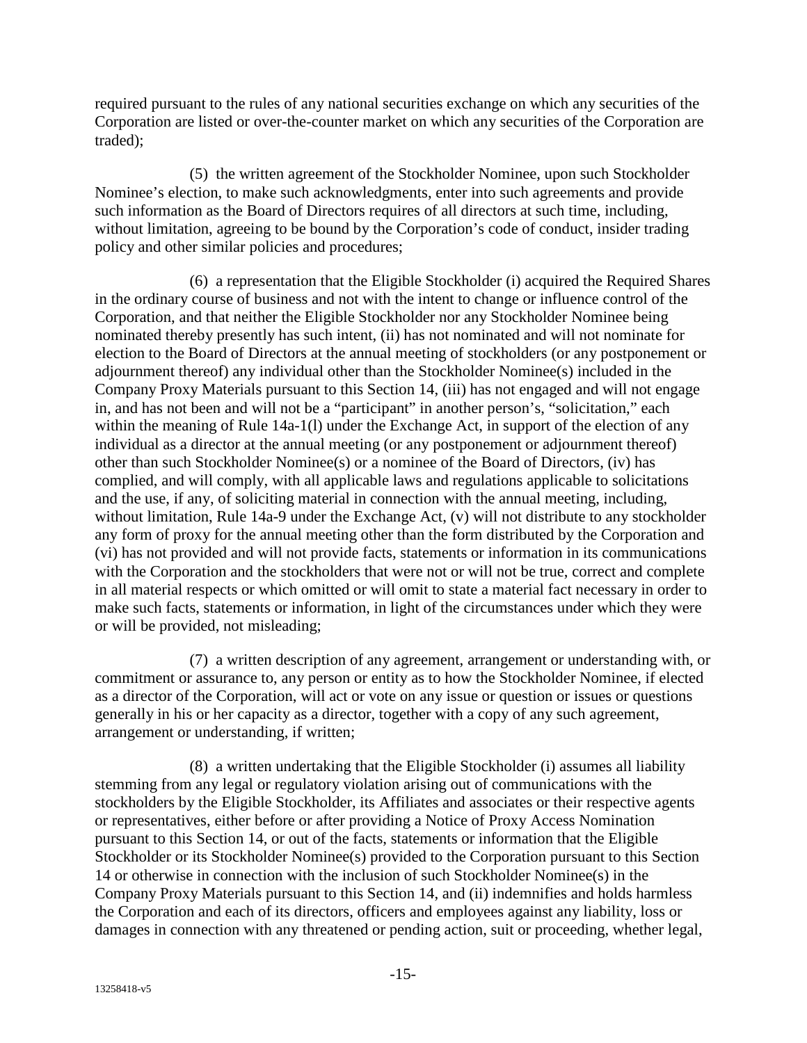required pursuant to the rules of any national securities exchange on which any securities of the Corporation are listed or over-the-counter market on which any securities of the Corporation are traded);

(5) the written agreement of the Stockholder Nominee, upon such Stockholder Nominee's election, to make such acknowledgments, enter into such agreements and provide such information as the Board of Directors requires of all directors at such time, including, without limitation, agreeing to be bound by the Corporation's code of conduct, insider trading policy and other similar policies and procedures;

(6) a representation that the Eligible Stockholder (i) acquired the Required Shares in the ordinary course of business and not with the intent to change or influence control of the Corporation, and that neither the Eligible Stockholder nor any Stockholder Nominee being nominated thereby presently has such intent, (ii) has not nominated and will not nominate for election to the Board of Directors at the annual meeting of stockholders (or any postponement or adjournment thereof) any individual other than the Stockholder Nominee(s) included in the Company Proxy Materials pursuant to this Section 14, (iii) has not engaged and will not engage in, and has not been and will not be a "participant" in another person's, "solicitation," each within the meaning of Rule 14a-1(l) under the Exchange Act, in support of the election of any individual as a director at the annual meeting (or any postponement or adjournment thereof) other than such Stockholder Nominee(s) or a nominee of the Board of Directors, (iv) has complied, and will comply, with all applicable laws and regulations applicable to solicitations and the use, if any, of soliciting material in connection with the annual meeting, including, without limitation, Rule 14a-9 under the Exchange Act, (v) will not distribute to any stockholder any form of proxy for the annual meeting other than the form distributed by the Corporation and (vi) has not provided and will not provide facts, statements or information in its communications with the Corporation and the stockholders that were not or will not be true, correct and complete in all material respects or which omitted or will omit to state a material fact necessary in order to make such facts, statements or information, in light of the circumstances under which they were or will be provided, not misleading;

(7) a written description of any agreement, arrangement or understanding with, or commitment or assurance to, any person or entity as to how the Stockholder Nominee, if elected as a director of the Corporation, will act or vote on any issue or question or issues or questions generally in his or her capacity as a director, together with a copy of any such agreement, arrangement or understanding, if written;

(8) a written undertaking that the Eligible Stockholder (i) assumes all liability stemming from any legal or regulatory violation arising out of communications with the stockholders by the Eligible Stockholder, its Affiliates and associates or their respective agents or representatives, either before or after providing a Notice of Proxy Access Nomination pursuant to this Section 14, or out of the facts, statements or information that the Eligible Stockholder or its Stockholder Nominee(s) provided to the Corporation pursuant to this Section 14 or otherwise in connection with the inclusion of such Stockholder Nominee(s) in the Company Proxy Materials pursuant to this Section 14, and (ii) indemnifies and holds harmless the Corporation and each of its directors, officers and employees against any liability, loss or damages in connection with any threatened or pending action, suit or proceeding, whether legal,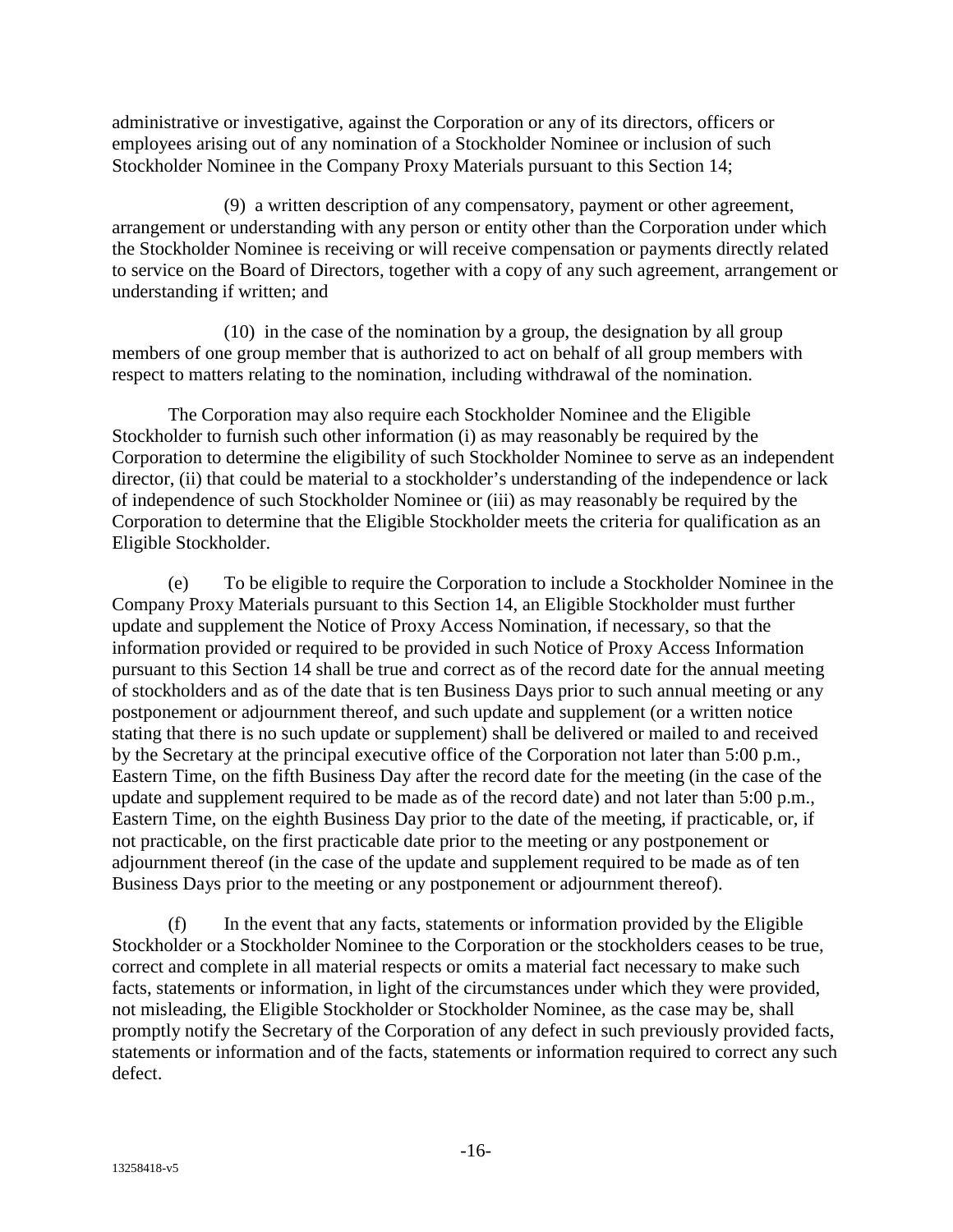administrative or investigative, against the Corporation or any of its directors, officers or employees arising out of any nomination of a Stockholder Nominee or inclusion of such Stockholder Nominee in the Company Proxy Materials pursuant to this Section 14;

(9) a written description of any compensatory, payment or other agreement, arrangement or understanding with any person or entity other than the Corporation under which the Stockholder Nominee is receiving or will receive compensation or payments directly related to service on the Board of Directors, together with a copy of any such agreement, arrangement or understanding if written; and

(10) in the case of the nomination by a group, the designation by all group members of one group member that is authorized to act on behalf of all group members with respect to matters relating to the nomination, including withdrawal of the nomination.

The Corporation may also require each Stockholder Nominee and the Eligible Stockholder to furnish such other information (i) as may reasonably be required by the Corporation to determine the eligibility of such Stockholder Nominee to serve as an independent director, (ii) that could be material to a stockholder's understanding of the independence or lack of independence of such Stockholder Nominee or (iii) as may reasonably be required by the Corporation to determine that the Eligible Stockholder meets the criteria for qualification as an Eligible Stockholder.

(e) To be eligible to require the Corporation to include a Stockholder Nominee in the Company Proxy Materials pursuant to this Section 14, an Eligible Stockholder must further update and supplement the Notice of Proxy Access Nomination, if necessary, so that the information provided or required to be provided in such Notice of Proxy Access Information pursuant to this Section 14 shall be true and correct as of the record date for the annual meeting of stockholders and as of the date that is ten Business Days prior to such annual meeting or any postponement or adjournment thereof, and such update and supplement (or a written notice stating that there is no such update or supplement) shall be delivered or mailed to and received by the Secretary at the principal executive office of the Corporation not later than 5:00 p.m., Eastern Time, on the fifth Business Day after the record date for the meeting (in the case of the update and supplement required to be made as of the record date) and not later than 5:00 p.m., Eastern Time, on the eighth Business Day prior to the date of the meeting, if practicable, or, if not practicable, on the first practicable date prior to the meeting or any postponement or adjournment thereof (in the case of the update and supplement required to be made as of ten Business Days prior to the meeting or any postponement or adjournment thereof).

(f) In the event that any facts, statements or information provided by the Eligible Stockholder or a Stockholder Nominee to the Corporation or the stockholders ceases to be true, correct and complete in all material respects or omits a material fact necessary to make such facts, statements or information, in light of the circumstances under which they were provided, not misleading, the Eligible Stockholder or Stockholder Nominee, as the case may be, shall promptly notify the Secretary of the Corporation of any defect in such previously provided facts, statements or information and of the facts, statements or information required to correct any such defect.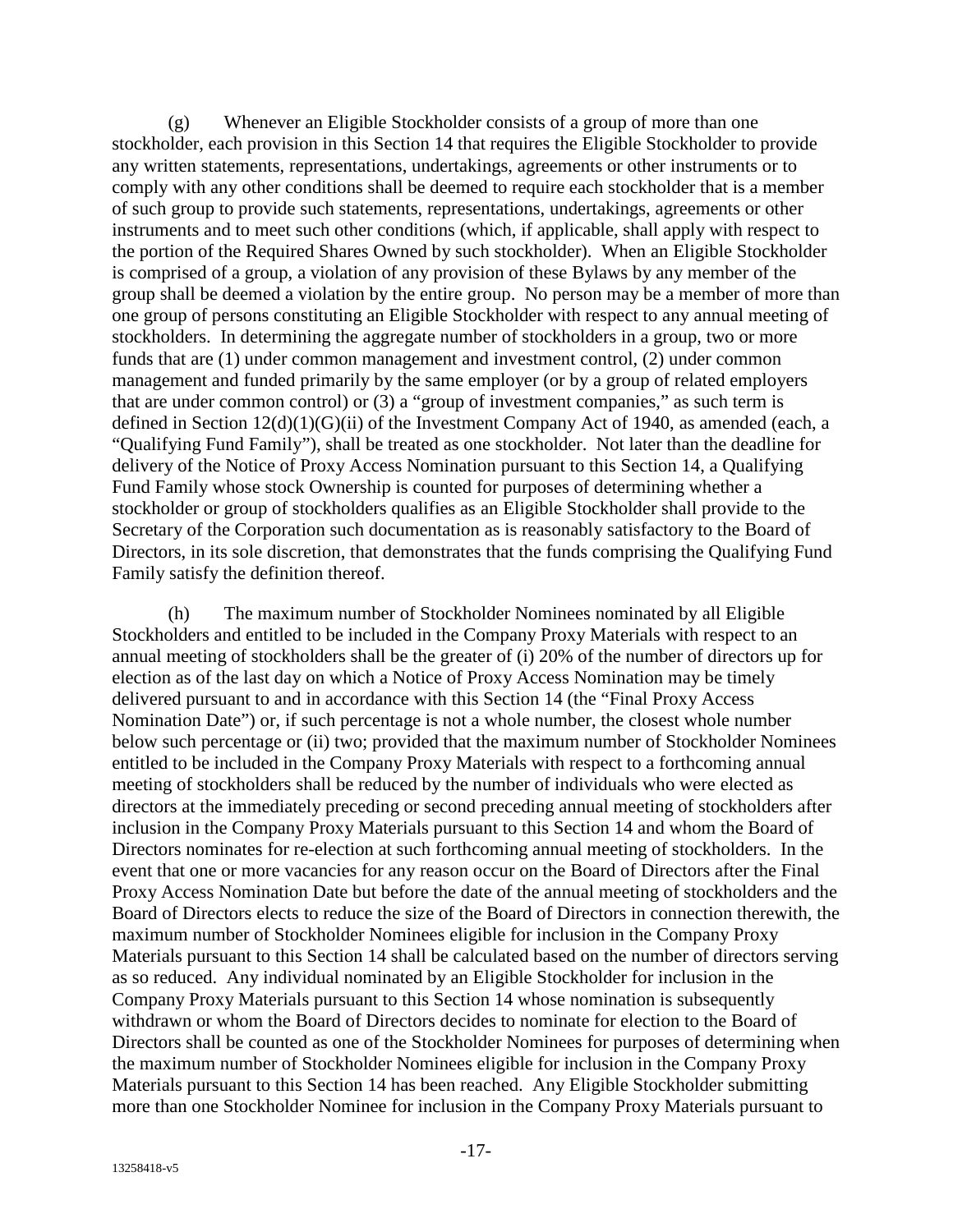(g) Whenever an Eligible Stockholder consists of a group of more than one stockholder, each provision in this Section 14 that requires the Eligible Stockholder to provide any written statements, representations, undertakings, agreements or other instruments or to comply with any other conditions shall be deemed to require each stockholder that is a member of such group to provide such statements, representations, undertakings, agreements or other instruments and to meet such other conditions (which, if applicable, shall apply with respect to the portion of the Required Shares Owned by such stockholder). When an Eligible Stockholder is comprised of a group, a violation of any provision of these Bylaws by any member of the group shall be deemed a violation by the entire group. No person may be a member of more than one group of persons constituting an Eligible Stockholder with respect to any annual meeting of stockholders. In determining the aggregate number of stockholders in a group, two or more funds that are (1) under common management and investment control, (2) under common management and funded primarily by the same employer (or by a group of related employers that are under common control) or (3) a "group of investment companies," as such term is defined in Section 12(d)(1)(G)(ii) of the Investment Company Act of 1940, as amended (each, a "Qualifying Fund Family"), shall be treated as one stockholder. Not later than the deadline for delivery of the Notice of Proxy Access Nomination pursuant to this Section 14, a Qualifying Fund Family whose stock Ownership is counted for purposes of determining whether a stockholder or group of stockholders qualifies as an Eligible Stockholder shall provide to the Secretary of the Corporation such documentation as is reasonably satisfactory to the Board of Directors, in its sole discretion, that demonstrates that the funds comprising the Qualifying Fund Family satisfy the definition thereof.

(h) The maximum number of Stockholder Nominees nominated by all Eligible Stockholders and entitled to be included in the Company Proxy Materials with respect to an annual meeting of stockholders shall be the greater of (i) 20% of the number of directors up for election as of the last day on which a Notice of Proxy Access Nomination may be timely delivered pursuant to and in accordance with this Section 14 (the "Final Proxy Access Nomination Date") or, if such percentage is not a whole number, the closest whole number below such percentage or (ii) two; provided that the maximum number of Stockholder Nominees entitled to be included in the Company Proxy Materials with respect to a forthcoming annual meeting of stockholders shall be reduced by the number of individuals who were elected as directors at the immediately preceding or second preceding annual meeting of stockholders after inclusion in the Company Proxy Materials pursuant to this Section 14 and whom the Board of Directors nominates for re-election at such forthcoming annual meeting of stockholders. In the event that one or more vacancies for any reason occur on the Board of Directors after the Final Proxy Access Nomination Date but before the date of the annual meeting of stockholders and the Board of Directors elects to reduce the size of the Board of Directors in connection therewith, the maximum number of Stockholder Nominees eligible for inclusion in the Company Proxy Materials pursuant to this Section 14 shall be calculated based on the number of directors serving as so reduced. Any individual nominated by an Eligible Stockholder for inclusion in the Company Proxy Materials pursuant to this Section 14 whose nomination is subsequently withdrawn or whom the Board of Directors decides to nominate for election to the Board of Directors shall be counted as one of the Stockholder Nominees for purposes of determining when the maximum number of Stockholder Nominees eligible for inclusion in the Company Proxy Materials pursuant to this Section 14 has been reached. Any Eligible Stockholder submitting more than one Stockholder Nominee for inclusion in the Company Proxy Materials pursuant to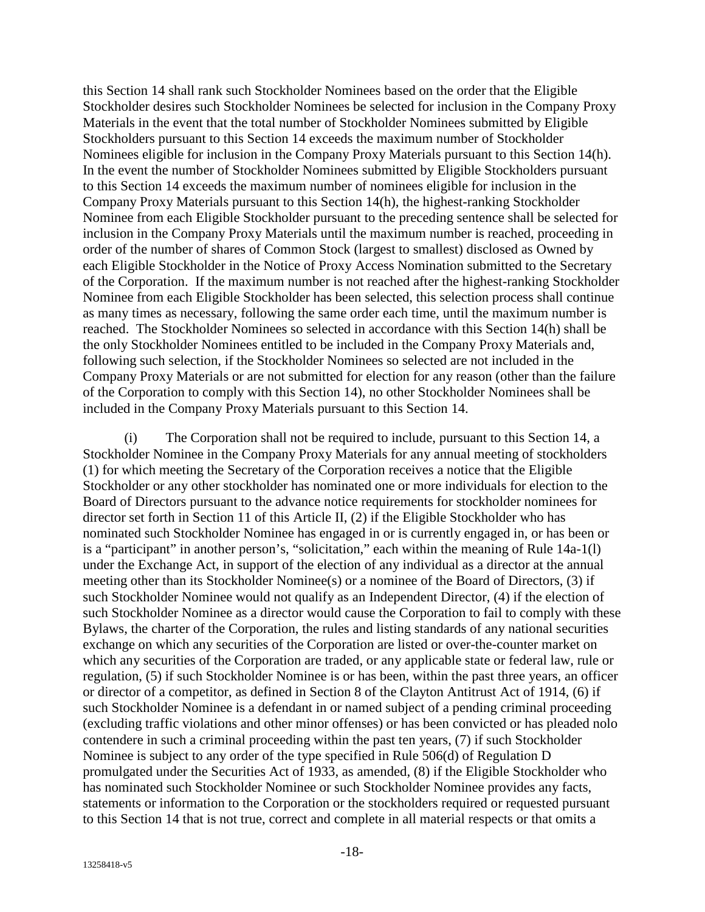this Section 14 shall rank such Stockholder Nominees based on the order that the Eligible Stockholder desires such Stockholder Nominees be selected for inclusion in the Company Proxy Materials in the event that the total number of Stockholder Nominees submitted by Eligible Stockholders pursuant to this Section 14 exceeds the maximum number of Stockholder Nominees eligible for inclusion in the Company Proxy Materials pursuant to this Section 14(h). In the event the number of Stockholder Nominees submitted by Eligible Stockholders pursuant to this Section 14 exceeds the maximum number of nominees eligible for inclusion in the Company Proxy Materials pursuant to this Section 14(h), the highest-ranking Stockholder Nominee from each Eligible Stockholder pursuant to the preceding sentence shall be selected for inclusion in the Company Proxy Materials until the maximum number is reached, proceeding in order of the number of shares of Common Stock (largest to smallest) disclosed as Owned by each Eligible Stockholder in the Notice of Proxy Access Nomination submitted to the Secretary of the Corporation. If the maximum number is not reached after the highest-ranking Stockholder Nominee from each Eligible Stockholder has been selected, this selection process shall continue as many times as necessary, following the same order each time, until the maximum number is reached. The Stockholder Nominees so selected in accordance with this Section 14(h) shall be the only Stockholder Nominees entitled to be included in the Company Proxy Materials and, following such selection, if the Stockholder Nominees so selected are not included in the Company Proxy Materials or are not submitted for election for any reason (other than the failure of the Corporation to comply with this Section 14), no other Stockholder Nominees shall be included in the Company Proxy Materials pursuant to this Section 14.

(i) The Corporation shall not be required to include, pursuant to this Section 14, a Stockholder Nominee in the Company Proxy Materials for any annual meeting of stockholders (1) for which meeting the Secretary of the Corporation receives a notice that the Eligible Stockholder or any other stockholder has nominated one or more individuals for election to the Board of Directors pursuant to the advance notice requirements for stockholder nominees for director set forth in Section 11 of this Article II, (2) if the Eligible Stockholder who has nominated such Stockholder Nominee has engaged in or is currently engaged in, or has been or is a "participant" in another person's, "solicitation," each within the meaning of Rule 14a-1(l) under the Exchange Act, in support of the election of any individual as a director at the annual meeting other than its Stockholder Nominee(s) or a nominee of the Board of Directors, (3) if such Stockholder Nominee would not qualify as an Independent Director, (4) if the election of such Stockholder Nominee as a director would cause the Corporation to fail to comply with these Bylaws, the charter of the Corporation, the rules and listing standards of any national securities exchange on which any securities of the Corporation are listed or over-the-counter market on which any securities of the Corporation are traded, or any applicable state or federal law, rule or regulation, (5) if such Stockholder Nominee is or has been, within the past three years, an officer or director of a competitor, as defined in Section 8 of the Clayton Antitrust Act of 1914, (6) if such Stockholder Nominee is a defendant in or named subject of a pending criminal proceeding (excluding traffic violations and other minor offenses) or has been convicted or has pleaded nolo contendere in such a criminal proceeding within the past ten years, (7) if such Stockholder Nominee is subject to any order of the type specified in Rule 506(d) of Regulation D promulgated under the Securities Act of 1933, as amended, (8) if the Eligible Stockholder who has nominated such Stockholder Nominee or such Stockholder Nominee provides any facts, statements or information to the Corporation or the stockholders required or requested pursuant to this Section 14 that is not true, correct and complete in all material respects or that omits a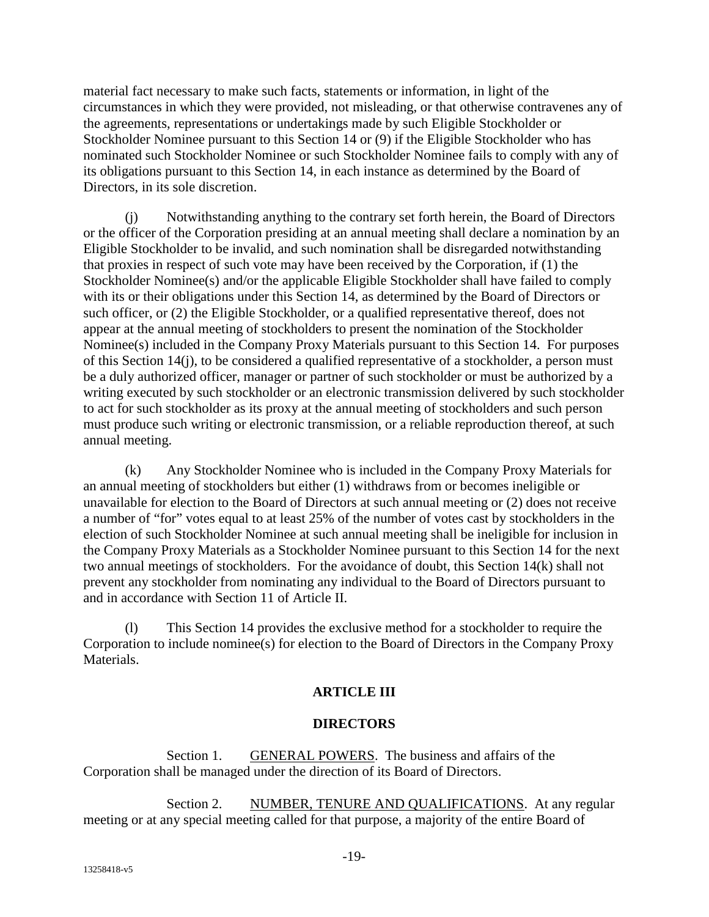material fact necessary to make such facts, statements or information, in light of the circumstances in which they were provided, not misleading, or that otherwise contravenes any of the agreements, representations or undertakings made by such Eligible Stockholder or Stockholder Nominee pursuant to this Section 14 or (9) if the Eligible Stockholder who has nominated such Stockholder Nominee or such Stockholder Nominee fails to comply with any of its obligations pursuant to this Section 14, in each instance as determined by the Board of Directors, in its sole discretion.

(j) Notwithstanding anything to the contrary set forth herein, the Board of Directors or the officer of the Corporation presiding at an annual meeting shall declare a nomination by an Eligible Stockholder to be invalid, and such nomination shall be disregarded notwithstanding that proxies in respect of such vote may have been received by the Corporation, if (1) the Stockholder Nominee(s) and/or the applicable Eligible Stockholder shall have failed to comply with its or their obligations under this Section 14, as determined by the Board of Directors or such officer, or (2) the Eligible Stockholder, or a qualified representative thereof, does not appear at the annual meeting of stockholders to present the nomination of the Stockholder Nominee(s) included in the Company Proxy Materials pursuant to this Section 14. For purposes of this Section 14(j), to be considered a qualified representative of a stockholder, a person must be a duly authorized officer, manager or partner of such stockholder or must be authorized by a writing executed by such stockholder or an electronic transmission delivered by such stockholder to act for such stockholder as its proxy at the annual meeting of stockholders and such person must produce such writing or electronic transmission, or a reliable reproduction thereof, at such annual meeting.

(k) Any Stockholder Nominee who is included in the Company Proxy Materials for an annual meeting of stockholders but either (1) withdraws from or becomes ineligible or unavailable for election to the Board of Directors at such annual meeting or (2) does not receive a number of "for" votes equal to at least 25% of the number of votes cast by stockholders in the election of such Stockholder Nominee at such annual meeting shall be ineligible for inclusion in the Company Proxy Materials as a Stockholder Nominee pursuant to this Section 14 for the next two annual meetings of stockholders. For the avoidance of doubt, this Section 14(k) shall not prevent any stockholder from nominating any individual to the Board of Directors pursuant to and in accordance with Section 11 of Article II.

(l) This Section 14 provides the exclusive method for a stockholder to require the Corporation to include nominee(s) for election to the Board of Directors in the Company Proxy Materials.

## ARTICLE III

## DIRECTORS

Section 1. GENERAL POWERS. The business and affairs of the Corporation shall be managed under the direction of its Board of Directors.

Section 2. NUMBER, TENURE AND QUALIFICATIONS. At any regular meeting or at any special meeting called for that purpose, a majority of the entire Board of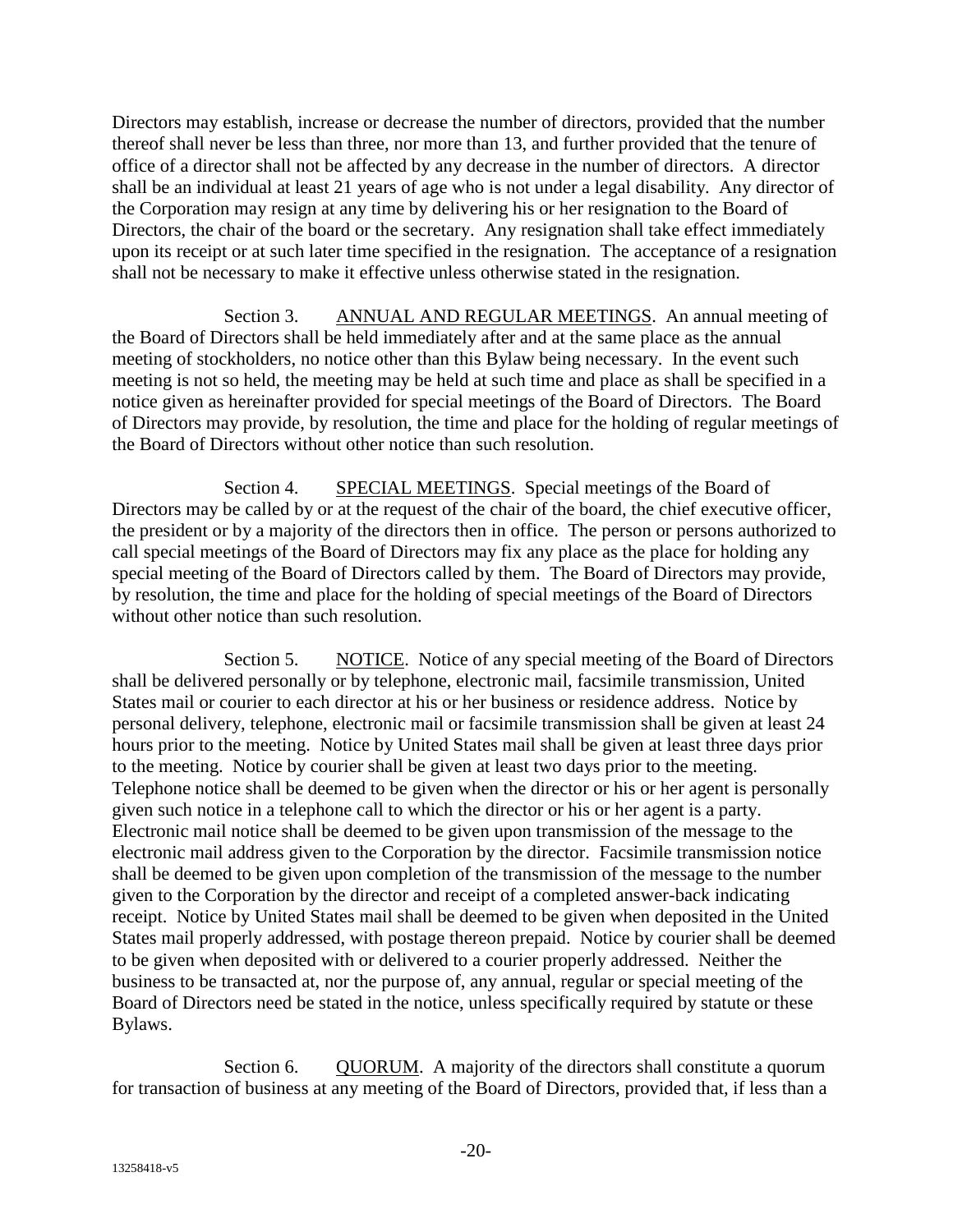Directors may establish, increase or decrease the number of directors, provided that the number thereof shall never be less than three, nor more than 13, and further provided that the tenure of office of a director shall not be affected by any decrease in the number of directors. A director shall be an individual at least 21 years of age who is not under a legal disability. Any director of the Corporation may resign at any time by delivering his or her resignation to the Board of Directors, the chair of the board or the secretary. Any resignation shall take effect immediately upon its receipt or at such later time specified in the resignation. The acceptance of a resignation shall not be necessary to make it effective unless otherwise stated in the resignation.

Section 3. ANNUAL AND REGULAR MEETINGS. An annual meeting of the Board of Directors shall be held immediately after and at the same place as the annual meeting of stockholders, no notice other than this Bylaw being necessary. In the event such meeting is not so held, the meeting may be held at such time and place as shall be specified in a notice given as hereinafter provided for special meetings of the Board of Directors. The Board of Directors may provide, by resolution, the time and place for the holding of regular meetings of the Board of Directors without other notice than such resolution.

Section 4. SPECIAL MEETINGS. Special meetings of the Board of Directors may be called by or at the request of the chair of the board, the chief executive officer, the president or by a majority of the directors then in office. The person or persons authorized to call special meetings of the Board of Directors may fix any place as the place for holding any special meeting of the Board of Directors called by them. The Board of Directors may provide, by resolution, the time and place for the holding of special meetings of the Board of Directors without other notice than such resolution.

Section 5. NOTICE. Notice of any special meeting of the Board of Directors shall be delivered personally or by telephone, electronic mail, facsimile transmission, United States mail or courier to each director at his or her business or residence address. Notice by personal delivery, telephone, electronic mail or facsimile transmission shall be given at least 24 hours prior to the meeting. Notice by United States mail shall be given at least three days prior to the meeting. Notice by courier shall be given at least two days prior to the meeting. Telephone notice shall be deemed to be given when the director or his or her agent is personally given such notice in a telephone call to which the director or his or her agent is a party. Electronic mail notice shall be deemed to be given upon transmission of the message to the electronic mail address given to the Corporation by the director. Facsimile transmission notice shall be deemed to be given upon completion of the transmission of the message to the number given to the Corporation by the director and receipt of a completed answer-back indicating receipt. Notice by United States mail shall be deemed to be given when deposited in the United States mail properly addressed, with postage thereon prepaid. Notice by courier shall be deemed to be given when deposited with or delivered to a courier properly addressed. Neither the business to be transacted at, nor the purpose of, any annual, regular or special meeting of the Board of Directors need be stated in the notice, unless specifically required by statute or these Bylaws.

Section 6. QUORUM. A majority of the directors shall constitute a quorum for transaction of business at any meeting of the Board of Directors, provided that, if less than a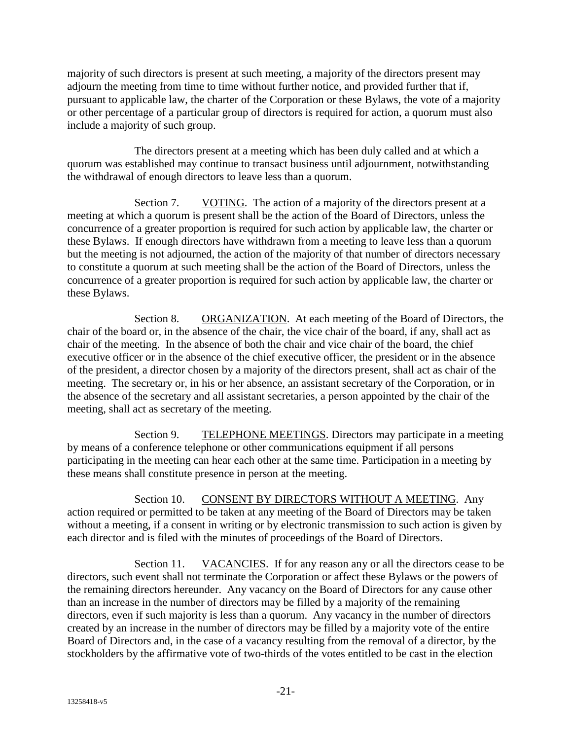majority of such directors is present at such meeting, a majority of the directors present may adjourn the meeting from time to time without further notice, and provided further that if, pursuant to applicable law, the charter of the Corporation or these Bylaws, the vote of a majority or other percentage of a particular group of directors is required for action, a quorum must also include a majority of such group.

The directors present at a meeting which has been duly called and at which a quorum was established may continue to transact business until adjournment, notwithstanding the withdrawal of enough directors to leave less than a quorum.

Section 7. VOTING. The action of a majority of the directors present at a meeting at which a quorum is present shall be the action of the Board of Directors, unless the concurrence of a greater proportion is required for such action by applicable law, the charter or these Bylaws. If enough directors have withdrawn from a meeting to leave less than a quorum but the meeting is not adjourned, the action of the majority of that number of directors necessary to constitute a quorum at such meeting shall be the action of the Board of Directors, unless the concurrence of a greater proportion is required for such action by applicable law, the charter or these Bylaws.

Section 8. ORGANIZATION. At each meeting of the Board of Directors, the chair of the board or, in the absence of the chair, the vice chair of the board, if any, shall act as chair of the meeting. In the absence of both the chair and vice chair of the board, the chief executive officer or in the absence of the chief executive officer, the president or in the absence of the president, a director chosen by a majority of the directors present, shall act as chair of the meeting. The secretary or, in his or her absence, an assistant secretary of the Corporation, or in the absence of the secretary and all assistant secretaries, a person appointed by the chair of the meeting, shall act as secretary of the meeting.

Section 9. TELEPHONE MEETINGS. Directors may participate in a meeting by means of a conference telephone or other communications equipment if all persons participating in the meeting can hear each other at the same time. Participation in a meeting by these means shall constitute presence in person at the meeting.

Section 10. CONSENT BY DIRECTORS WITHOUT A MEETING. Any action required or permitted to be taken at any meeting of the Board of Directors may be taken without a meeting, if a consent in writing or by electronic transmission to such action is given by each director and is filed with the minutes of proceedings of the Board of Directors.

Section 11. VACANCIES. If for any reason any or all the directors cease to be directors, such event shall not terminate the Corporation or affect these Bylaws or the powers of the remaining directors hereunder. Any vacancy on the Board of Directors for any cause other than an increase in the number of directors may be filled by a majority of the remaining directors, even if such majority is less than a quorum. Any vacancy in the number of directors created by an increase in the number of directors may be filled by a majority vote of the entire Board of Directors and, in the case of a vacancy resulting from the removal of a director, by the stockholders by the affirmative vote of two-thirds of the votes entitled to be cast in the election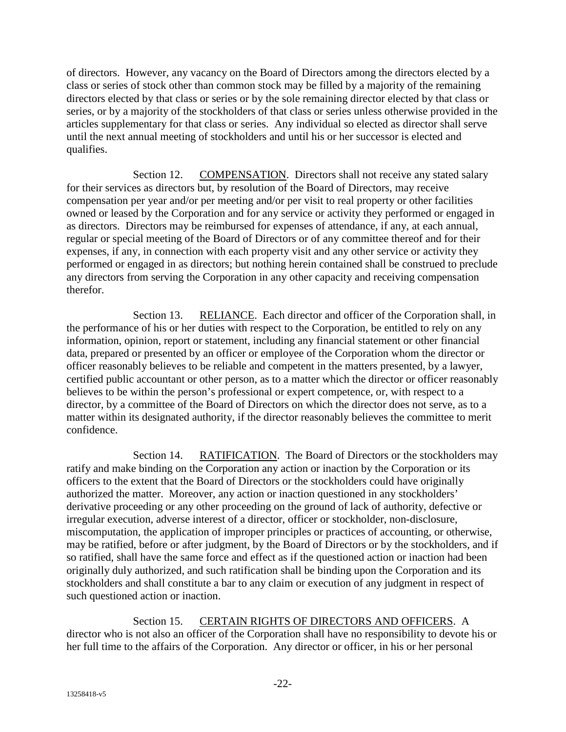of directors. However, any vacancy on the Board of Directors among the directors elected by a class or series of stock other than common stock may be filled by a majority of the remaining directors elected by that class or series or by the sole remaining director elected by that class or series, or by a majority of the stockholders of that class or series unless otherwise provided in the articles supplementary for that class or series. Any individual so elected as director shall serve until the next annual meeting of stockholders and until his or her successor is elected and qualifies.

Section 12. COMPENSATION. Directors shall not receive any stated salary for their services as directors but, by resolution of the Board of Directors, may receive compensation per year and/or per meeting and/or per visit to real property or other facilities owned or leased by the Corporation and for any service or activity they performed or engaged in as directors. Directors may be reimbursed for expenses of attendance, if any, at each annual, regular or special meeting of the Board of Directors or of any committee thereof and for their expenses, if any, in connection with each property visit and any other service or activity they performed or engaged in as directors; but nothing herein contained shall be construed to preclude any directors from serving the Corporation in any other capacity and receiving compensation therefor.

Section 13. RELIANCE. Each director and officer of the Corporation shall, in the performance of his or her duties with respect to the Corporation, be entitled to rely on any information, opinion, report or statement, including any financial statement or other financial data, prepared or presented by an officer or employee of the Corporation whom the director or officer reasonably believes to be reliable and competent in the matters presented, by a lawyer, certified public accountant or other person, as to a matter which the director or officer reasonably believes to be within the person's professional or expert competence, or, with respect to a director, by a committee of the Board of Directors on which the director does not serve, as to a matter within its designated authority, if the director reasonably believes the committee to merit confidence.

Section 14. RATIFICATION. The Board of Directors or the stockholders may ratify and make binding on the Corporation any action or inaction by the Corporation or its officers to the extent that the Board of Directors or the stockholders could have originally authorized the matter. Moreover, any action or inaction questioned in any stockholders' derivative proceeding or any other proceeding on the ground of lack of authority, defective or irregular execution, adverse interest of a director, officer or stockholder, non-disclosure, miscomputation, the application of improper principles or practices of accounting, or otherwise, may be ratified, before or after judgment, by the Board of Directors or by the stockholders, and if so ratified, shall have the same force and effect as if the questioned action or inaction had been originally duly authorized, and such ratification shall be binding upon the Corporation and its stockholders and shall constitute a bar to any claim or execution of any judgment in respect of such questioned action or inaction.

Section 15. CERTAIN RIGHTS OF DIRECTORS AND OFFICERS. A director who is not also an officer of the Corporation shall have no responsibility to devote his or her full time to the affairs of the Corporation. Any director or officer, in his or her personal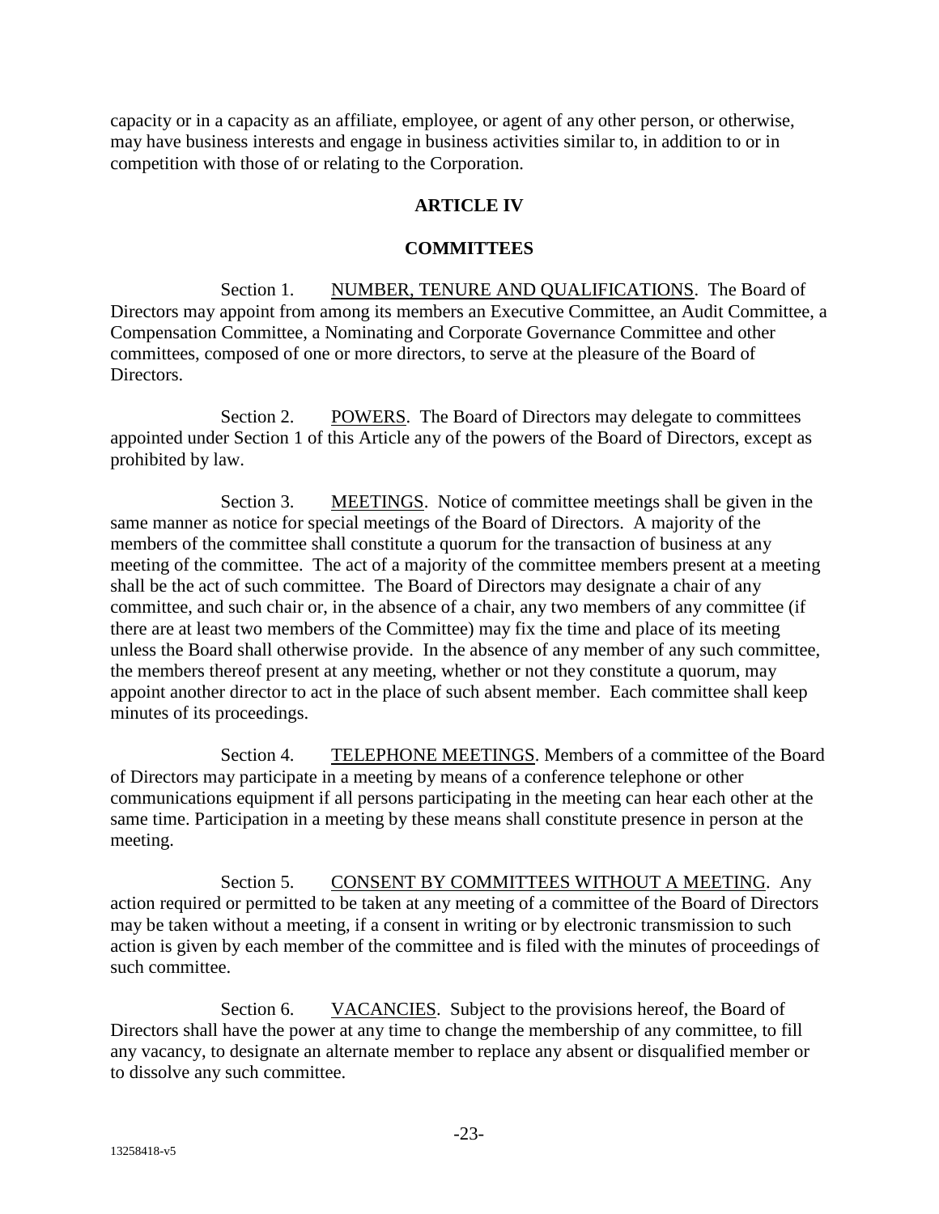capacity or in a capacity as an affiliate, employee, or agent of any other person, or otherwise, may have business interests and engage in business activities similar to, in addition to or in competition with those of or relating to the Corporation.

## ARTICLE IV

## COMMITTEES

Section 1. NUMBER, TENURE AND QUALIFICATIONS. The Board of Directors may appoint from among its members an Executive Committee, an Audit Committee, a Compensation Committee, a Nominating and Corporate Governance Committee and other committees, composed of one or more directors, to serve at the pleasure of the Board of Directors.

Section 2. POWERS. The Board of Directors may delegate to committees appointed under Section 1 of this Article any of the powers of the Board of Directors, except as prohibited by law.

Section 3. MEETINGS. Notice of committee meetings shall be given in the same manner as notice for special meetings of the Board of Directors. A majority of the members of the committee shall constitute a quorum for the transaction of business at any meeting of the committee. The act of a majority of the committee members present at a meeting shall be the act of such committee. The Board of Directors may designate a chair of any committee, and such chair or, in the absence of a chair, any two members of any committee (if there are at least two members of the Committee) may fix the time and place of its meeting unless the Board shall otherwise provide. In the absence of any member of any such committee, the members thereof present at any meeting, whether or not they constitute a quorum, may appoint another director to act in the place of such absent member. Each committee shall keep minutes of its proceedings.

Section 4. TELEPHONE MEETINGS. Members of a committee of the Board of Directors may participate in a meeting by means of a conference telephone or other communications equipment if all persons participating in the meeting can hear each other at the same time. Participation in a meeting by these means shall constitute presence in person at the meeting.

Section 5. CONSENT BY COMMITTEES WITHOUT A MEETING. Any action required or permitted to be taken at any meeting of a committee of the Board of Directors may be taken without a meeting, if a consent in writing or by electronic transmission to such action is given by each member of the committee and is filed with the minutes of proceedings of such committee.

Section 6. VACANCIES. Subject to the provisions hereof, the Board of Directors shall have the power at any time to change the membership of any committee, to fill any vacancy, to designate an alternate member to replace any absent or disqualified member or to dissolve any such committee.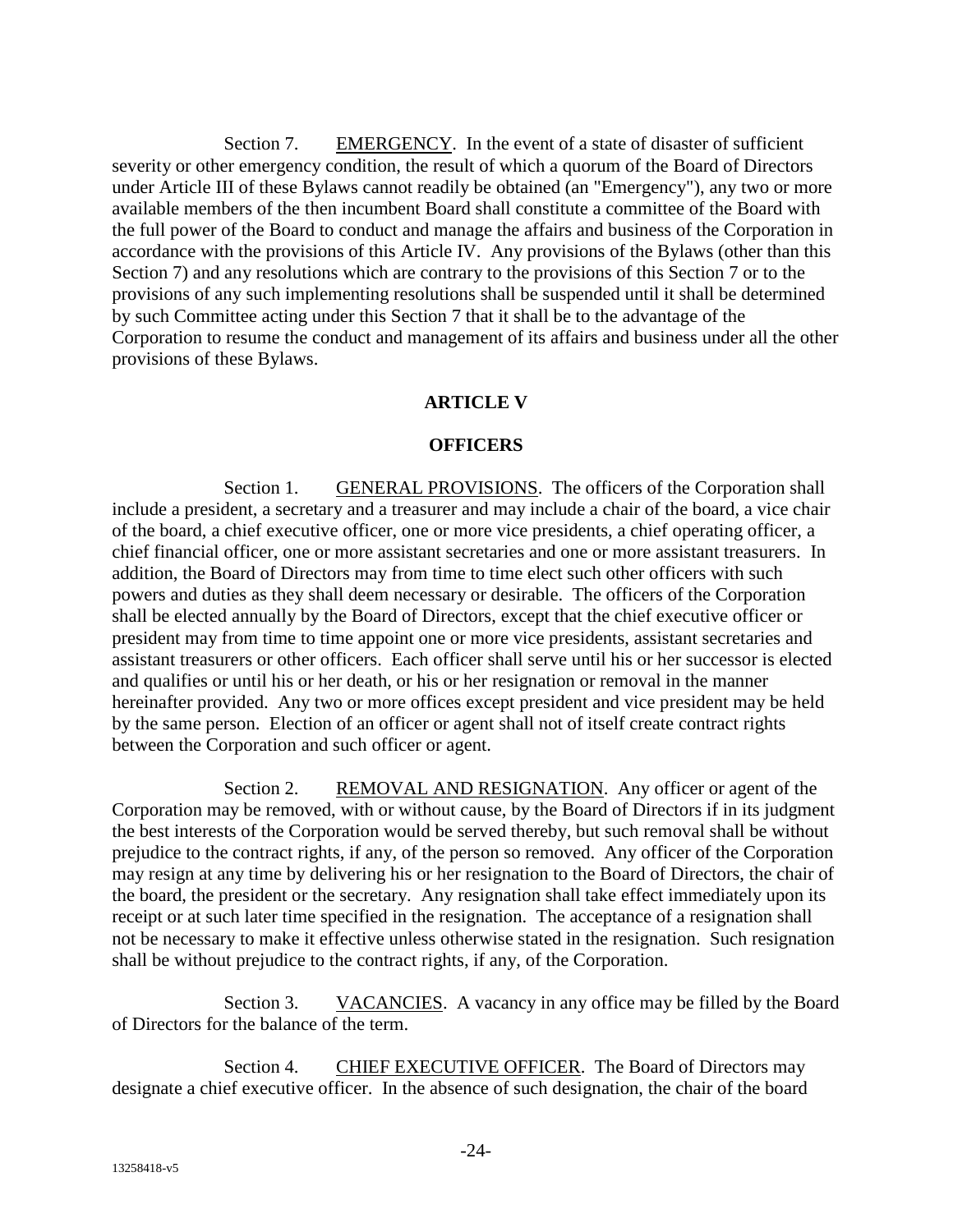Section 7. EMERGENCY. In the event of a state of disaster of sufficient severity or other emergency condition, the result of which a quorum of the Board of Directors under Article III of these Bylaws cannot readily be obtained (an "Emergency"), any two or more available members of the then incumbent Board shall constitute a committee of the Board with the full power of the Board to conduct and manage the affairs and business of the Corporation in accordance with the provisions of this Article IV. Any provisions of the Bylaws (other than this Section 7) and any resolutions which are contrary to the provisions of this Section 7 or to the provisions of any such implementing resolutions shall be suspended until it shall be determined by such Committee acting under this Section 7 that it shall be to the advantage of the Corporation to resume the conduct and management of its affairs and business under all the other provisions of these Bylaws.

## ARTICLE V

## OFFICERS

Section 1. GENERAL PROVISIONS. The officers of the Corporation shall include a president, a secretary and a treasurer and may include a chair of the board, a vice chair of the board, a chief executive officer, one or more vice presidents, a chief operating officer, a chief financial officer, one or more assistant secretaries and one or more assistant treasurers. In addition, the Board of Directors may from time to time elect such other officers with such powers and duties as they shall deem necessary or desirable. The officers of the Corporation shall be elected annually by the Board of Directors, except that the chief executive officer or president may from time to time appoint one or more vice presidents, assistant secretaries and assistant treasurers or other officers. Each officer shall serve until his or her successor is elected and qualifies or until his or her death, or his or her resignation or removal in the manner hereinafter provided. Any two or more offices except president and vice president may be held by the same person. Election of an officer or agent shall not of itself create contract rights between the Corporation and such officer or agent.

Section 2. REMOVAL AND RESIGNATION. Any officer or agent of the Corporation may be removed, with or without cause, by the Board of Directors if in its judgment the best interests of the Corporation would be served thereby, but such removal shall be without prejudice to the contract rights, if any, of the person so removed. Any officer of the Corporation may resign at any time by delivering his or her resignation to the Board of Directors, the chair of the board, the president or the secretary. Any resignation shall take effect immediately upon its receipt or at such later time specified in the resignation. The acceptance of a resignation shall not be necessary to make it effective unless otherwise stated in the resignation. Such resignation shall be without prejudice to the contract rights, if any, of the Corporation.

Section 3. VACANCIES. A vacancy in any office may be filled by the Board of Directors for the balance of the term.

Section 4. CHIEF EXECUTIVE OFFICER. The Board of Directors may designate a chief executive officer. In the absence of such designation, the chair of the board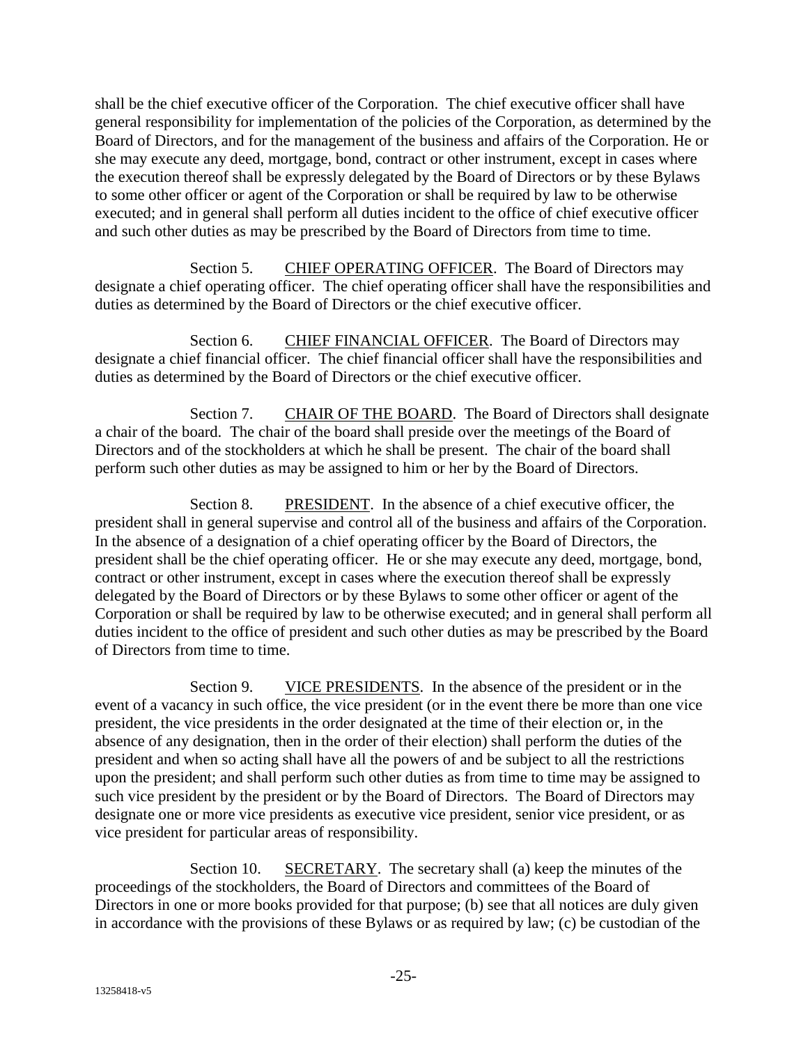shall be the chief executive officer of the Corporation. The chief executive officer shall have general responsibility for implementation of the policies of the Corporation, as determined by the Board of Directors, and for the management of the business and affairs of the Corporation. He or she may execute any deed, mortgage, bond, contract or other instrument, except in cases where the execution thereof shall be expressly delegated by the Board of Directors or by these Bylaws to some other officer or agent of the Corporation or shall be required by law to be otherwise executed; and in general shall perform all duties incident to the office of chief executive officer and such other duties as may be prescribed by the Board of Directors from time to time.

Section 5. CHIEF OPERATING OFFICER. The Board of Directors may designate a chief operating officer. The chief operating officer shall have the responsibilities and duties as determined by the Board of Directors or the chief executive officer.

Section 6. CHIEF FINANCIAL OFFICER. The Board of Directors may designate a chief financial officer. The chief financial officer shall have the responsibilities and duties as determined by the Board of Directors or the chief executive officer.

Section 7. CHAIR OF THE BOARD. The Board of Directors shall designate a chair of the board. The chair of the board shall preside over the meetings of the Board of Directors and of the stockholders at which he shall be present. The chair of the board shall perform such other duties as may be assigned to him or her by the Board of Directors.

Section 8. PRESIDENT. In the absence of a chief executive officer, the president shall in general supervise and control all of the business and affairs of the Corporation. In the absence of a designation of a chief operating officer by the Board of Directors, the president shall be the chief operating officer. He or she may execute any deed, mortgage, bond, contract or other instrument, except in cases where the execution thereof shall be expressly delegated by the Board of Directors or by these Bylaws to some other officer or agent of the Corporation or shall be required by law to be otherwise executed; and in general shall perform all duties incident to the office of president and such other duties as may be prescribed by the Board of Directors from time to time.

Section 9. VICE PRESIDENTS. In the absence of the president or in the event of a vacancy in such office, the vice president (or in the event there be more than one vice president, the vice presidents in the order designated at the time of their election or, in the absence of any designation, then in the order of their election) shall perform the duties of the president and when so acting shall have all the powers of and be subject to all the restrictions upon the president; and shall perform such other duties as from time to time may be assigned to such vice president by the president or by the Board of Directors. The Board of Directors may designate one or more vice presidents as executive vice president, senior vice president, or as vice president for particular areas of responsibility.

Section 10. SECRETARY. The secretary shall (a) keep the minutes of the proceedings of the stockholders, the Board of Directors and committees of the Board of Directors in one or more books provided for that purpose; (b) see that all notices are duly given in accordance with the provisions of these Bylaws or as required by law; (c) be custodian of the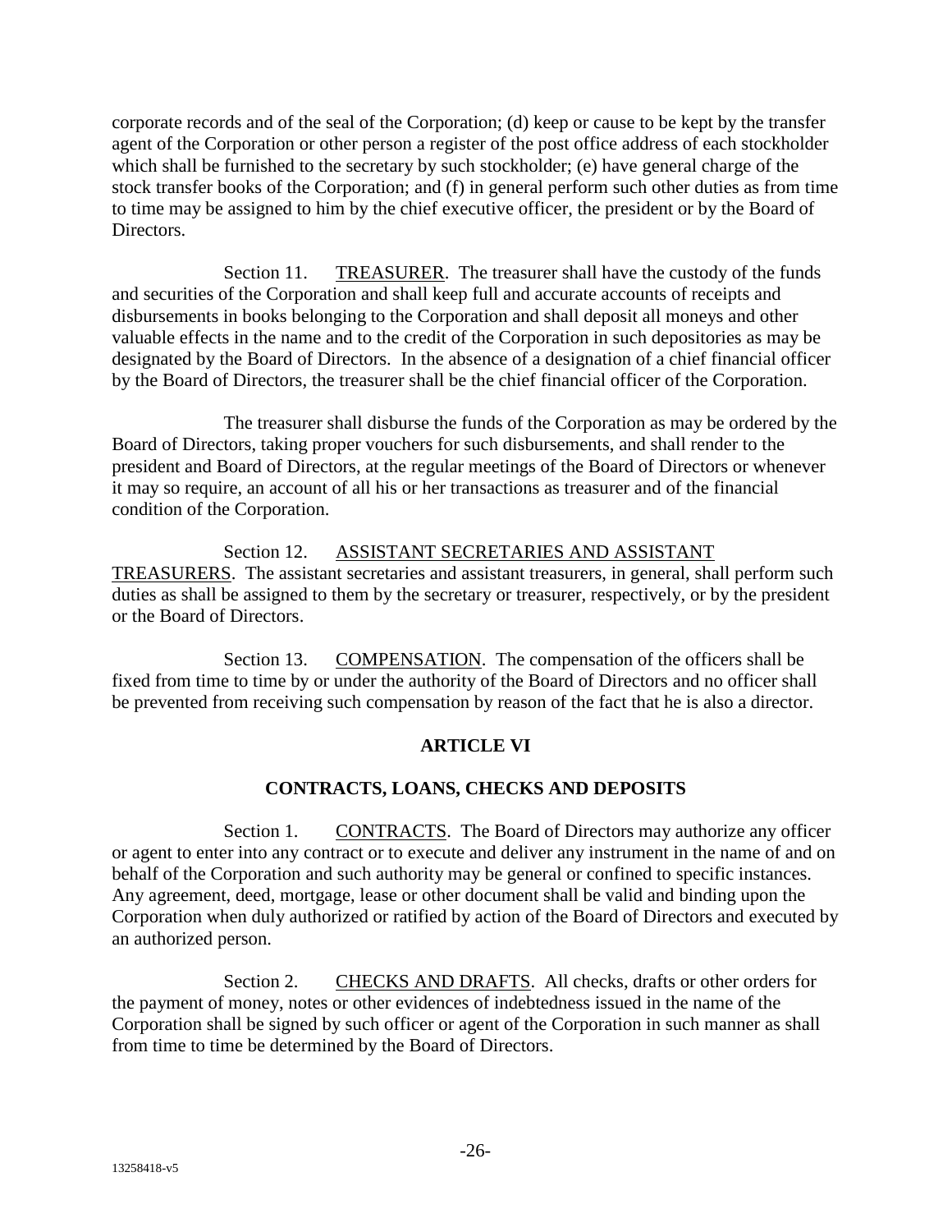corporate records and of the seal of the Corporation; (d) keep or cause to be kept by the transfer agent of the Corporation or other person a register of the post office address of each stockholder which shall be furnished to the secretary by such stockholder; (e) have general charge of the stock transfer books of the Corporation; and (f) in general perform such other duties as from time to time may be assigned to him by the chief executive officer, the president or by the Board of Directors.

Section 11. TREASURER. The treasurer shall have the custody of the funds and securities of the Corporation and shall keep full and accurate accounts of receipts and disbursements in books belonging to the Corporation and shall deposit all moneys and other valuable effects in the name and to the credit of the Corporation in such depositories as may be designated by the Board of Directors. In the absence of a designation of a chief financial officer by the Board of Directors, the treasurer shall be the chief financial officer of the Corporation.

The treasurer shall disburse the funds of the Corporation as may be ordered by the Board of Directors, taking proper vouchers for such disbursements, and shall render to the president and Board of Directors, at the regular meetings of the Board of Directors or whenever it may so require, an account of all his or her transactions as treasurer and of the financial condition of the Corporation.

Section 12. ASSISTANT SECRETARIES AND ASSISTANT TREASURERS. The assistant secretaries and assistant treasurers, in general, shall perform such duties as shall be assigned to them by the secretary or treasurer, respectively, or by the president or the Board of Directors.

Section 13. COMPENSATION. The compensation of the officers shall be fixed from time to time by or under the authority of the Board of Directors and no officer shall be prevented from receiving such compensation by reason of the fact that he is also a director.

## ARTICLE VI

## CONTRACTS, LOANS, CHECKS AND DEPOSITS

Section 1. CONTRACTS. The Board of Directors may authorize any officer or agent to enter into any contract or to execute and deliver any instrument in the name of and on behalf of the Corporation and such authority may be general or confined to specific instances. Any agreement, deed, mortgage, lease or other document shall be valid and binding upon the Corporation when duly authorized or ratified by action of the Board of Directors and executed by an authorized person.

Section 2. CHECKS AND DRAFTS. All checks, drafts or other orders for the payment of money, notes or other evidences of indebtedness issued in the name of the Corporation shall be signed by such officer or agent of the Corporation in such manner as shall from time to time be determined by the Board of Directors.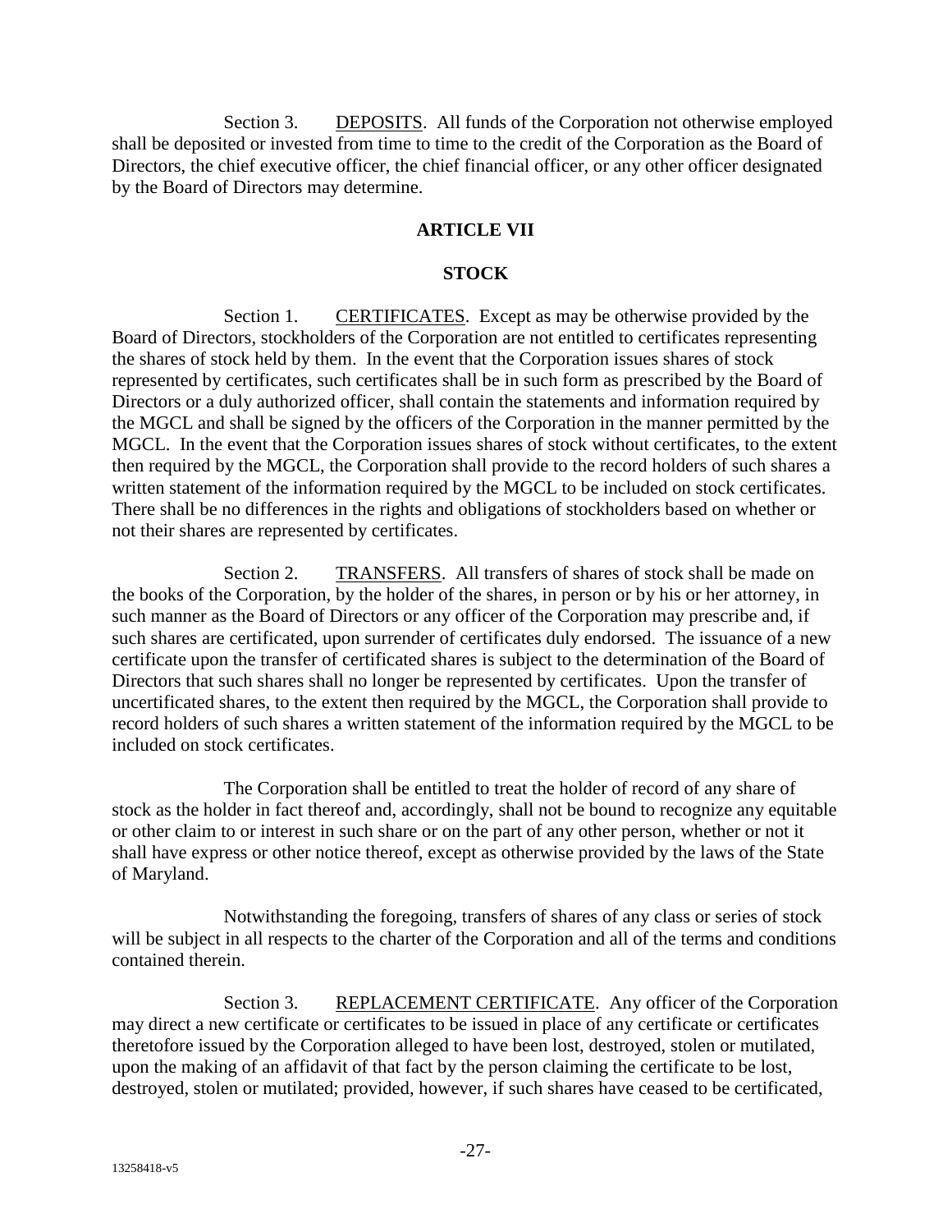Section 3. DEPOSITS. All funds of the Corporation not otherwise employed shall be deposited or invested from time to time to the credit of the Corporation as the Board of Directors, the chief executive officer, the chief financial officer, or any other officer designated by the Board of Directors may determine.

## ARTICLE VII

## STOCK

Section 1. CERTIFICATES. Except as may be otherwise provided by the Board of Directors, stockholders of the Corporation are not entitled to certificates representing the shares of stock held by them. In the event that the Corporation issues shares of stock represented by certificates, such certificates shall be in such form as prescribed by the Board of Directors or a duly authorized officer, shall contain the statements and information required by the MGCL and shall be signed by the officers of the Corporation in the manner permitted by the MGCL. In the event that the Corporation issues shares of stock without certificates, to the extent then required by the MGCL, the Corporation shall provide to the record holders of such shares a written statement of the information required by the MGCL to be included on stock certificates. There shall be no differences in the rights and obligations of stockholders based on whether or not their shares are represented by certificates.

Section 2. TRANSFERS. All transfers of shares of stock shall be made on the books of the Corporation, by the holder of the shares, in person or by his or her attorney, in such manner as the Board of Directors or any officer of the Corporation may prescribe and, if such shares are certificated, upon surrender of certificates duly endorsed. The issuance of a new certificate upon the transfer of certificated shares is subject to the determination of the Board of Directors that such shares shall no longer be represented by certificates. Upon the transfer of uncertificated shares, to the extent then required by the MGCL, the Corporation shall provide to record holders of such shares a written statement of the information required by the MGCL to be included on stock certificates.

The Corporation shall be entitled to treat the holder of record of any share of stock as the holder in fact thereof and, accordingly, shall not be bound to recognize any equitable or other claim to or interest in such share or on the part of any other person, whether or not it shall have express or other notice thereof, except as otherwise provided by the laws of the State of Maryland.

Notwithstanding the foregoing, transfers of shares of any class or series of stock will be subject in all respects to the charter of the Corporation and all of the terms and conditions contained therein.

Section 3. REPLACEMENT CERTIFICATE. Any officer of the Corporation may direct a new certificate or certificates to be issued in place of any certificate or certificates theretofore issued by the Corporation alleged to have been lost, destroyed, stolen or mutilated, upon the making of an affidavit of that fact by the person claiming the certificate to be lost, destroyed, stolen or mutilated; provided, however, if such shares have ceased to be certificated,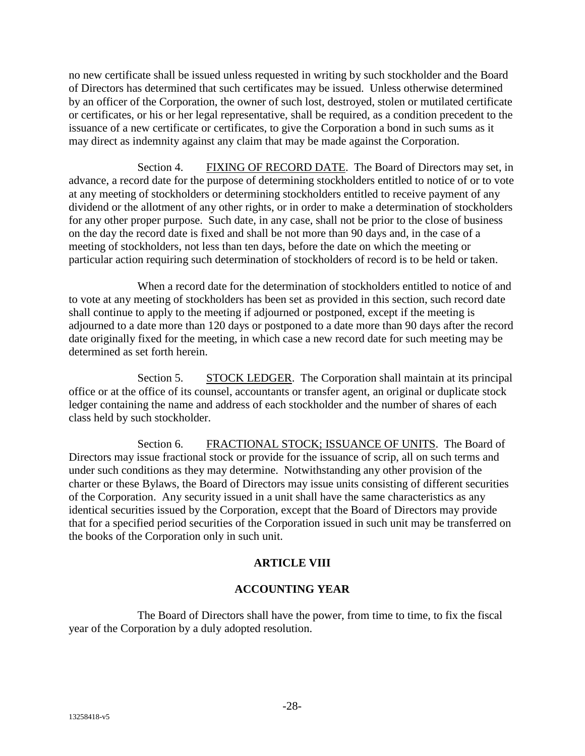no new certificate shall be issued unless requested in writing by such stockholder and the Board of Directors has determined that such certificates may be issued. Unless otherwise determined by an officer of the Corporation, the owner of such lost, destroyed, stolen or mutilated certificate or certificates, or his or her legal representative, shall be required, as a condition precedent to the issuance of a new certificate or certificates, to give the Corporation a bond in such sums as it may direct as indemnity against any claim that may be made against the Corporation.

Section 4. FIXING OF RECORD DATE. The Board of Directors may set, in advance, a record date for the purpose of determining stockholders entitled to notice of or to vote at any meeting of stockholders or determining stockholders entitled to receive payment of any dividend or the allotment of any other rights, or in order to make a determination of stockholders for any other proper purpose. Such date, in any case, shall not be prior to the close of business on the day the record date is fixed and shall be not more than 90 days and, in the case of a meeting of stockholders, not less than ten days, before the date on which the meeting or particular action requiring such determination of stockholders of record is to be held or taken.

When a record date for the determination of stockholders entitled to notice of and to vote at any meeting of stockholders has been set as provided in this section, such record date shall continue to apply to the meeting if adjourned or postponed, except if the meeting is adjourned to a date more than 120 days or postponed to a date more than 90 days after the record date originally fixed for the meeting, in which case a new record date for such meeting may be determined as set forth herein.

Section 5. STOCK LEDGER. The Corporation shall maintain at its principal office or at the office of its counsel, accountants or transfer agent, an original or duplicate stock ledger containing the name and address of each stockholder and the number of shares of each class held by such stockholder.

Section 6. FRACTIONAL STOCK; ISSUANCE OF UNITS. The Board of Directors may issue fractional stock or provide for the issuance of scrip, all on such terms and under such conditions as they may determine. Notwithstanding any other provision of the charter or these Bylaws, the Board of Directors may issue units consisting of different securities of the Corporation. Any security issued in a unit shall have the same characteristics as any identical securities issued by the Corporation, except that the Board of Directors may provide that for a specified period securities of the Corporation issued in such unit may be transferred on the books of the Corporation only in such unit.

## ARTICLE VIII

## ACCOUNTING YEAR

The Board of Directors shall have the power, from time to time, to fix the fiscal year of the Corporation by a duly adopted resolution.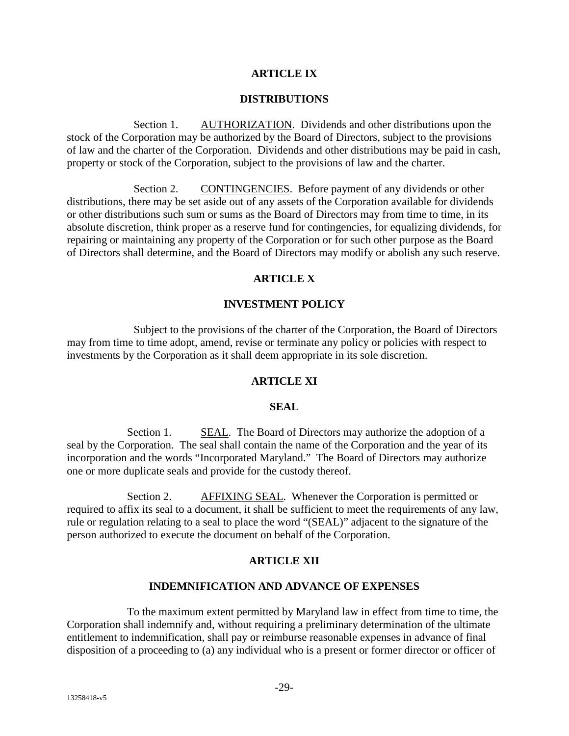## ARTICLE IX

## DISTRIBUTIONS

Section 1. AUTHORIZATION. Dividends and other distributions upon the stock of the Corporation may be authorized by the Board of Directors, subject to the provisions of law and the charter of the Corporation. Dividends and other distributions may be paid in cash, property or stock of the Corporation, subject to the provisions of law and the charter.

Section 2. CONTINGENCIES. Before payment of any dividends or other distributions, there may be set aside out of any assets of the Corporation available for dividends or other distributions such sum or sums as the Board of Directors may from time to time, in its absolute discretion, think proper as a reserve fund for contingencies, for equalizing dividends, for repairing or maintaining any property of the Corporation or for such other purpose as the Board of Directors shall determine, and the Board of Directors may modify or abolish any such reserve.

## ARTICLE X

## INVESTMENT POLICY

Subject to the provisions of the charter of the Corporation, the Board of Directors may from time to time adopt, amend, revise or terminate any policy or policies with respect to investments by the Corporation as it shall deem appropriate in its sole discretion.

## ARTICLE XI

## SEAL

Section 1. SEAL. The Board of Directors may authorize the adoption of a seal by the Corporation. The seal shall contain the name of the Corporation and the year of its incorporation and the words "Incorporated Maryland." The Board of Directors may authorize one or more duplicate seals and provide for the custody thereof.

Section 2. AFFIXING SEAL. Whenever the Corporation is permitted or required to affix its seal to a document, it shall be sufficient to meet the requirements of any law, rule or regulation relating to a seal to place the word "(SEAL)" adjacent to the signature of the person authorized to execute the document on behalf of the Corporation.

## ARTICLE XII

## INDEMNIFICATION AND ADVANCE OF EXPENSES

To the maximum extent permitted by Maryland law in effect from time to time, the Corporation shall indemnify and, without requiring a preliminary determination of the ultimate entitlement to indemnification, shall pay or reimburse reasonable expenses in advance of final disposition of a proceeding to (a) any individual who is a present or former director or officer of

13258418-v5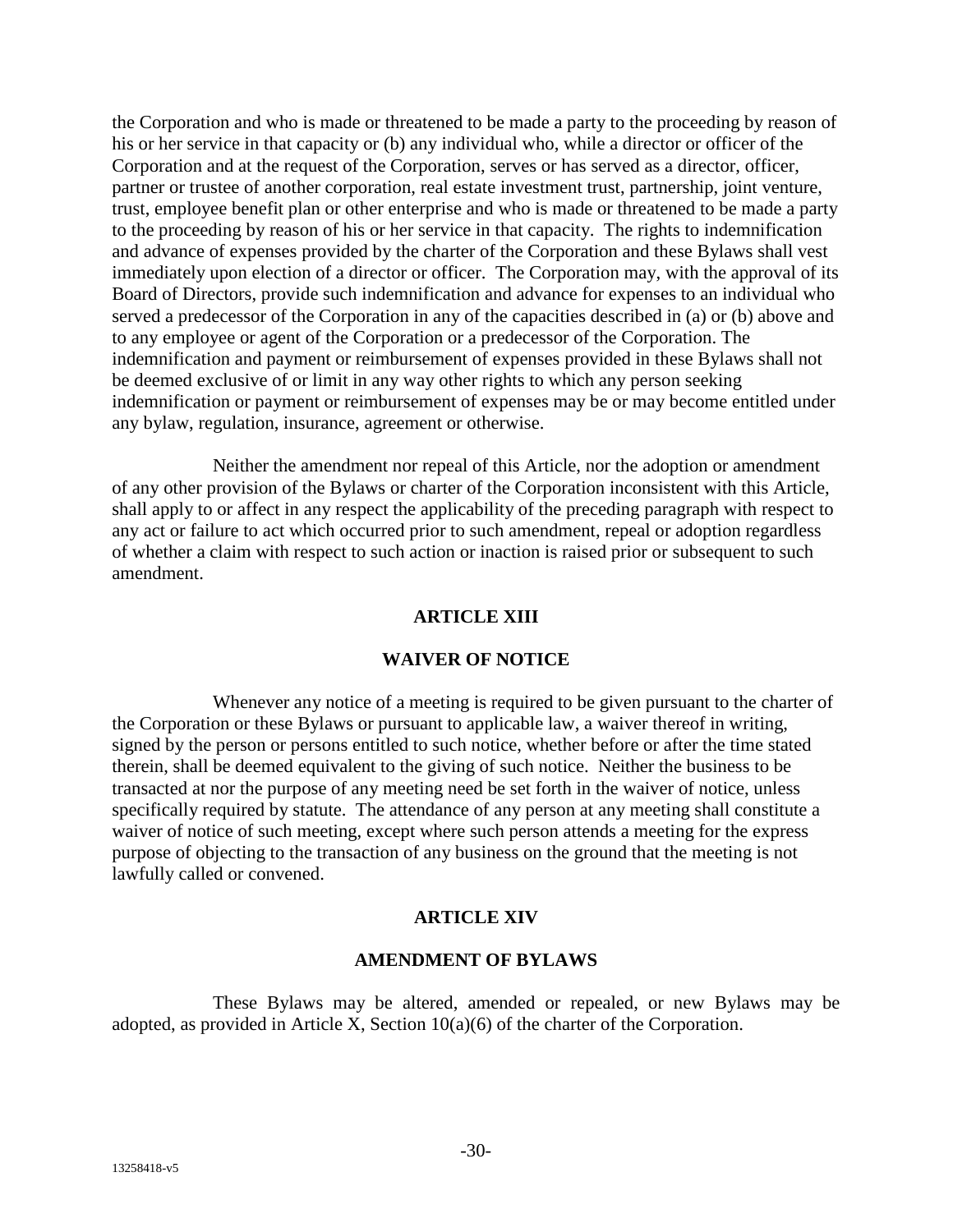the Corporation and who is made or threatened to be made a party to the proceeding by reason of his or her service in that capacity or (b) any individual who, while a director or officer of the Corporation and at the request of the Corporation, serves or has served as a director, officer, partner or trustee of another corporation, real estate investment trust, partnership, joint venture, trust, employee benefit plan or other enterprise and who is made or threatened to be made a party to the proceeding by reason of his or her service in that capacity. The rights to indemnification and advance of expenses provided by the charter of the Corporation and these Bylaws shall vest immediately upon election of a director or officer. The Corporation may, with the approval of its Board of Directors, provide such indemnification and advance for expenses to an individual who served a predecessor of the Corporation in any of the capacities described in (a) or (b) above and to any employee or agent of the Corporation or a predecessor of the Corporation. The indemnification and payment or reimbursement of expenses provided in these Bylaws shall not be deemed exclusive of or limit in any way other rights to which any person seeking indemnification or payment or reimbursement of expenses may be or may become entitled under any bylaw, regulation, insurance, agreement or otherwise.

Neither the amendment nor repeal of this Article, nor the adoption or amendment of any other provision of the Bylaws or charter of the Corporation inconsistent with this Article, shall apply to or affect in any respect the applicability of the preceding paragraph with respect to any act or failure to act which occurred prior to such amendment, repeal or adoption regardless of whether a claim with respect to such action or inaction is raised prior or subsequent to such amendment.

## ARTICLE XIII

## WAIVER OF NOTICE

Whenever any notice of a meeting is required to be given pursuant to the charter of the Corporation or these Bylaws or pursuant to applicable law, a waiver thereof in writing, signed by the person or persons entitled to such notice, whether before or after the time stated therein, shall be deemed equivalent to the giving of such notice. Neither the business to be transacted at nor the purpose of any meeting need be set forth in the waiver of notice, unless specifically required by statute. The attendance of any person at any meeting shall constitute a waiver of notice of such meeting, except where such person attends a meeting for the express purpose of objecting to the transaction of any business on the ground that the meeting is not lawfully called or convened.

## ARTICLE XIV

## AMENDMENT OF BYLAWS

These Bylaws may be altered, amended or repealed, or new Bylaws may be adopted, as provided in Article X, Section 10(a)(6) of the charter of the Corporation.

13258418-v5